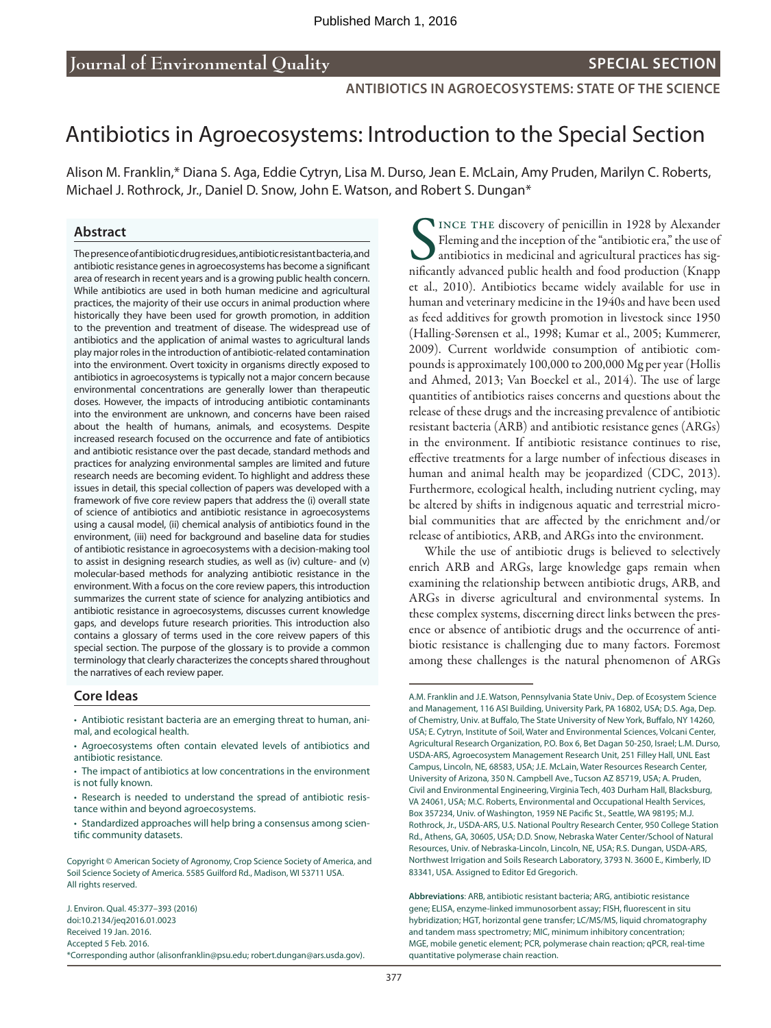Published March 1, 2016

Journal of Environmental Quality

SPECIAL SECTION

ANTIBIOTICS IN AGROECOSYSTEMS: STATE OF THE SCIENCE

# Antibiotics in Agroecosystems: Introduction to the Special Section

Alison M. Franklin,* Diana S. Aga, Eddie Cytryn, Lisa M. Durso, Jean E. McLain, Amy Pruden, Marilyn C. Roberts, Michael J. Rothrock, Jr., Daniel D. Snow, John E. Watson, and Robert S. Dungan*

## Abstract

The presence of antibiotic drug residues, antibiotic resistant bacteria, and antibiotic resistance genes in agroecosystems has become a significant area of research in recent years and is a growing public health concern. While antibiotics are used in both human medicine and agricultural practices, the majority of their use occurs in animal production where historically they have been used for growth promotion, in addition to the prevention and treatment of disease. The widespread use of antibiotics and the application of animal wastes to agricultural lands play major roles in the introduction of antibiotic-related contamination into the environment. Overt toxicity in organisms directly exposed to antibiotics in agroecosystems is typically not a major concern because environmental concentrations are generally lower than therapeutic doses. However, the impacts of introducing antibiotic contaminants into the environment are unknown, and concerns have been raised about the health of humans, animals, and ecosystems. Despite increased research focused on the occurrence and fate of antibiotics and antibiotic resistance over the past decade, standard methods and practices for analyzing environmental samples are limited and future research needs are becoming evident. To highlight and address these issues in detail, this special collection of papers was developed with a framework of five core review papers that address the (i) overall state of science of antibiotics and antibiotic resistance in agroecosystems using a causal model, (ii) chemical analysis of antibiotics found in the environment, (iii) need for background and baseline data for studies of antibiotic resistance in agroecosystems with a decision-making tool to assist in designing research studies, as well as (iv) culture- and (v) molecular-based methods for analyzing antibiotic resistance in the environment. With a focus on the core review papers, this introduction summarizes the current state of science for analyzing antibiotics and antibiotic resistance in agroecosystems, discusses current knowledge gaps, and develops future research priorities. This introduction also contains a glossary of terms used in the core reivew papers of this special section. The purpose of the glossary is to provide a common terminology that clearly characterizes the concepts shared throughout the narratives of each review paper.

## Core Ideas

- Antibiotic resistant bacteria are an emerging threat to human, animal, and ecological health.
- Agroecosystems often contain elevated levels of antibiotics and antibiotic resistance.
- The impact of antibiotics at low concentrations in the environment is not fully known.
- Research is needed to understand the spread of antibiotic resistance within and beyond agroecosystems.
- Standardized approaches will help bring a consensus among scientific community datasets.

Copyright © American Society of Agronomy, Crop Science Society of America, and Soil Science Society of America. 5585 Guilford Rd., Madison, WI 53711 USA. All rights reserved.

J. Environ. Qual. 45:377–393 (2016)
doi:10.2134/jeq2016.01.0023
Received 19 Jan. 2016.
Accepted 5 Feb. 2016.
*Corresponding author (alisonfranklin@psu.edu; robert.dungan@ars.usda.gov).

Since the discovery of penicillin in 1928 by Alexander Fleming and the inception of the "antibiotic era," the use of antibiotics in medicinal and agricultural practices has significantly advanced public health and food production (Knapp et al., 2010). Antibiotics became widely available for use in human and veterinary medicine in the 1940s and have been used as feed additives for growth promotion in livestock since 1950 (Halling-Sørensen et al., 1998; Kumar et al., 2005; Kummerer, 2009). Current worldwide consumption of antibiotic compounds is approximately 100,000 to 200,000 Mg per year (Hollis and Ahmed, 2013; Van Boeckel et al., 2014). The use of large quantities of antibiotics raises concerns and questions about the release of these drugs and the increasing prevalence of antibiotic resistant bacteria (ARB) and antibiotic resistance genes (ARGs) in the environment. If antibiotic resistance continues to rise, effective treatments for a large number of infectious diseases in human and animal health may be jeopardized (CDC, 2013). Furthermore, ecological health, including nutrient cycling, may be altered by shifts in indigenous aquatic and terrestrial microbial communities that are affected by the enrichment and/or release of antibiotics, ARB, and ARGs into the environment.

While the use of antibiotic drugs is believed to selectively enrich ARB and ARGs, large knowledge gaps remain when examining the relationship between antibiotic drugs, ARB, and ARGs in diverse agricultural and environmental systems. In these complex systems, discerning direct links between the presence or absence of antibiotic drugs and the occurrence of antibiotic resistance is challenging due to many factors. Foremost among these challenges is the natural phenomenon of ARGs

A.M. Franklin and J.E. Watson, Pennsylvania State Univ., Dep. of Ecosystem Science and Management, 116 ASI Building, University Park, PA 16802, USA; D.S. Aga, Dep. of Chemistry, Univ. at Buffalo, The State University of New York, Buffalo, NY 14260, USA; E. Cytryn, Institute of Soil, Water and Environmental Sciences, Volcani Center, Agricultural Research Organization, P.O. Box 6, Bet Dagan 50-250, Israel; L.M. Durso, USDA-ARS, Agroecosystem Management Research Unit, 251 Filley Hall, UNL East Campus, Lincoln, NE, 68583, USA; J.E. McLain, Water Resources Research Center, University of Arizona, 350 N. Campbell Ave., Tucson AZ 85719, USA; A. Pruden, Civil and Environmental Engineering, Virginia Tech, 403 Durham Hall, Blacksburg, VA 24061, USA; M.C. Roberts, Environmental and Occupational Health Services, Box 357234, Univ. of Washington, 1959 NE Pacific St., Seattle, WA 98195; M.J. Rothrock, Jr., USDA-ARS, U.S. National Poultry Research Center, 950 College Station Rd., Athens, GA, 30605, USA; D.D. Snow, Nebraska Water Center/School of Natural Resources, Univ. of Nebraska-Lincoln, Lincoln, NE, USA; R.S. Dungan, USDA-ARS, Northwest Irrigation and Soils Research Laboratory, 3793 N. 3600 E., Kimberly, ID 83341, USA. Assigned to Editor Ed Gregorich.

**Abbreviations**: ARB, antibiotic resistant bacteria; ARG, antibiotic resistance gene; ELISA, enzyme-linked immunosorbent assay; FISH, fluorescent in situ hybridization; HGT, horizontal gene transfer; LC/MS/MS, liquid chromatography and tandem mass spectrometry; MIC, minimum inhibitory concentration; MGE, mobile genetic element; PCR, polymerase chain reaction; qPCR, real-time quantitative polymerase chain reaction.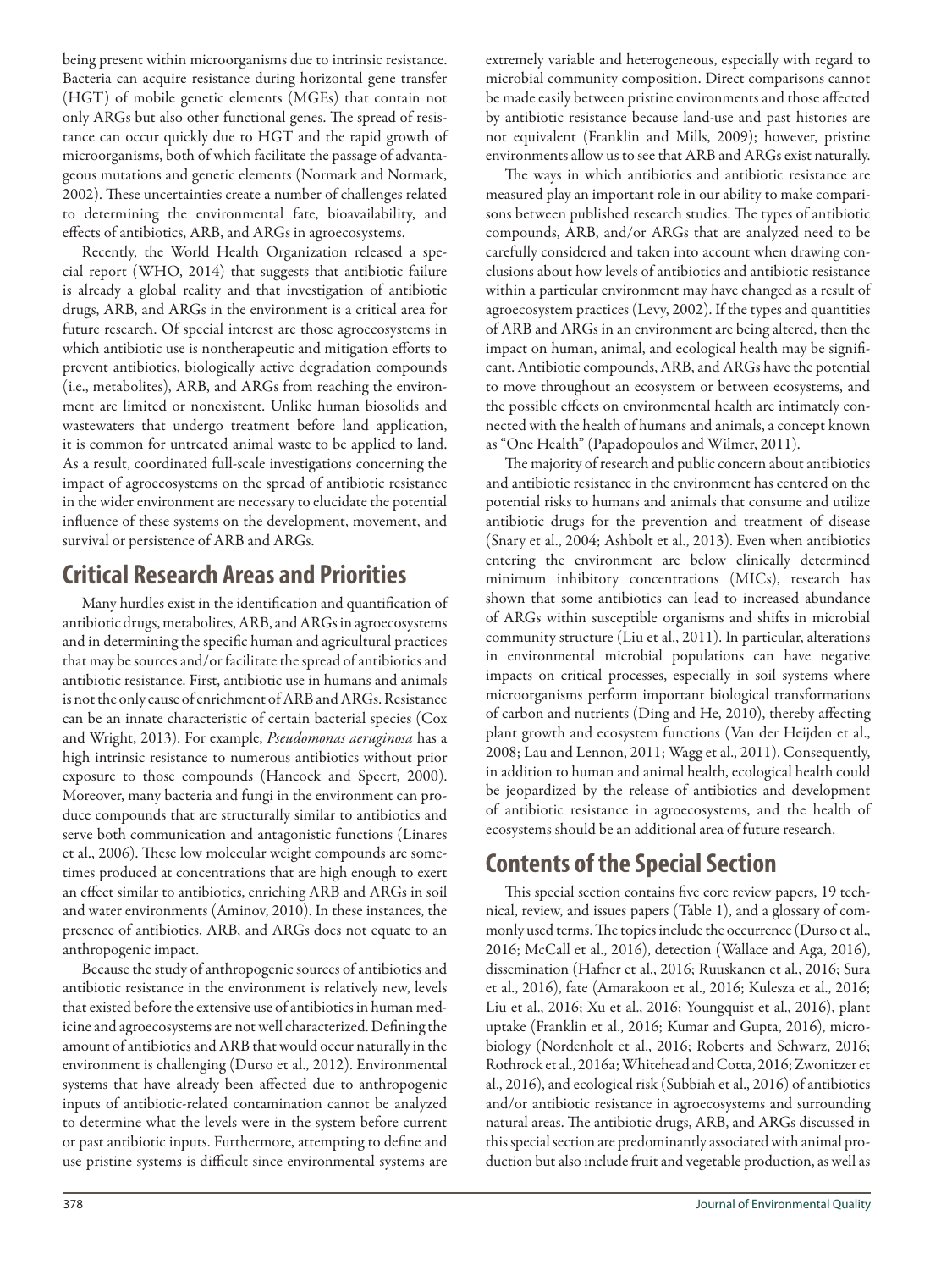being present within microorganisms due to intrinsic resistance. Bacteria can acquire resistance during horizontal gene transfer (HGT) of mobile genetic elements (MGEs) that contain not only ARGs but also other functional genes. The spread of resistance can occur quickly due to HGT and the rapid growth of microorganisms, both of which facilitate the passage of advantageous mutations and genetic elements (Normark and Normark, 2002). These uncertainties create a number of challenges related to determining the environmental fate, bioavailability, and effects of antibiotics, ARB, and ARGs in agroecosystems.

Recently, the World Health Organization released a special report (WHO, 2014) that suggests that antibiotic failure is already a global reality and that investigation of antibiotic drugs, ARB, and ARGs in the environment is a critical area for future research. Of special interest are those agroecosystems in which antibiotic use is nontherapeutic and mitigation efforts to prevent antibiotics, biologically active degradation compounds (i.e., metabolites), ARB, and ARGs from reaching the environment are limited or nonexistent. Unlike human biosolids and wastewaters that undergo treatment before land application, it is common for untreated animal waste to be applied to land. As a result, coordinated full-scale investigations concerning the impact of agroecosystems on the spread of antibiotic resistance in the wider environment are necessary to elucidate the potential influence of these systems on the development, movement, and survival or persistence of ARB and ARGs.

## Critical Research Areas and Priorities

Many hurdles exist in the identification and quantification of antibiotic drugs, metabolites, ARB, and ARGs in agroecosystems and in determining the specific human and agricultural practices that may be sources and/or facilitate the spread of antibiotics and antibiotic resistance. First, antibiotic use in humans and animals is not the only cause of enrichment of ARB and ARGs. Resistance can be an innate characteristic of certain bacterial species (Cox and Wright, 2013). For example, *Pseudomonas aeruginosa* has a high intrinsic resistance to numerous antibiotics without prior exposure to those compounds (Hancock and Speert, 2000). Moreover, many bacteria and fungi in the environment can produce compounds that are structurally similar to antibiotics and serve both communication and antagonistic functions (Linares et al., 2006). These low molecular weight compounds are sometimes produced at concentrations that are high enough to exert an effect similar to antibiotics, enriching ARB and ARGs in soil and water environments (Aminov, 2010). In these instances, the presence of antibiotics, ARB, and ARGs does not equate to an anthropogenic impact.

Because the study of anthropogenic sources of antibiotics and antibiotic resistance in the environment is relatively new, levels that existed before the extensive use of antibiotics in human medicine and agroecosystems are not well characterized. Defining the amount of antibiotics and ARB that would occur naturally in the environment is challenging (Durso et al., 2012). Environmental systems that have already been affected due to anthropogenic inputs of antibiotic-related contamination cannot be analyzed to determine what the levels were in the system before current or past antibiotic inputs. Furthermore, attempting to define and use pristine systems is difficult since environmental systems are extremely variable and heterogeneous, especially with regard to microbial community composition. Direct comparisons cannot be made easily between pristine environments and those affected by antibiotic resistance because land-use and past histories are not equivalent (Franklin and Mills, 2009); however, pristine environments allow us to see that ARB and ARGs exist naturally.

The ways in which antibiotics and antibiotic resistance are measured play an important role in our ability to make comparisons between published research studies. The types of antibiotic compounds, ARB, and/or ARGs that are analyzed need to be carefully considered and taken into account when drawing conclusions about how levels of antibiotics and antibiotic resistance within a particular environment may have changed as a result of agroecosystem practices (Levy, 2002). If the types and quantities of ARB and ARGs in an environment are being altered, then the impact on human, animal, and ecological health may be significant. Antibiotic compounds, ARB, and ARGs have the potential to move throughout an ecosystem or between ecosystems, and the possible effects on environmental health are intimately connected with the health of humans and animals, a concept known as "One Health" (Papadopoulos and Wilmer, 2011).

The majority of research and public concern about antibiotics and antibiotic resistance in the environment has centered on the potential risks to humans and animals that consume and utilize antibiotic drugs for the prevention and treatment of disease (Snary et al., 2004; Ashbolt et al., 2013). Even when antibiotics entering the environment are below clinically determined minimum inhibitory concentrations (MICs), research has shown that some antibiotics can lead to increased abundance of ARGs within susceptible organisms and shifts in microbial community structure (Liu et al., 2011). In particular, alterations in environmental microbial populations can have negative impacts on critical processes, especially in soil systems where microorganisms perform important biological transformations of carbon and nutrients (Ding and He, 2010), thereby affecting plant growth and ecosystem functions (Van der Heijden et al., 2008; Lau and Lennon, 2011; Wagg et al., 2011). Consequently, in addition to human and animal health, ecological health could be jeopardized by the release of antibiotics and development of antibiotic resistance in agroecosystems, and the health of ecosystems should be an additional area of future research.

## Contents of the Special Section

This special section contains five core review papers, 19 technical, review, and issues papers (Table 1), and a glossary of commonly used terms. The topics include the occurrence (Durso et al., 2016; McCall et al., 2016), detection (Wallace and Aga, 2016), dissemination (Hafner et al., 2016; Ruuskanen et al., 2016; Sura et al., 2016), fate (Amarakoon et al., 2016; Kulesza et al., 2016; Liu et al., 2016; Xu et al., 2016; Youngquist et al., 2016), plant uptake (Franklin et al., 2016; Kumar and Gupta, 2016), microbiology (Nordenholt et al., 2016; Roberts and Schwarz, 2016; Rothrock et al., 2016a; Whitehead and Cotta, 2016; Zwonitzer et al., 2016), and ecological risk (Subbiah et al., 2016) of antibiotics and/or antibiotic resistance in agroecosystems and surrounding natural areas. The antibiotic drugs, ARB, and ARGs discussed in this special section are predominantly associated with animal production but also include fruit and vegetable production, as well as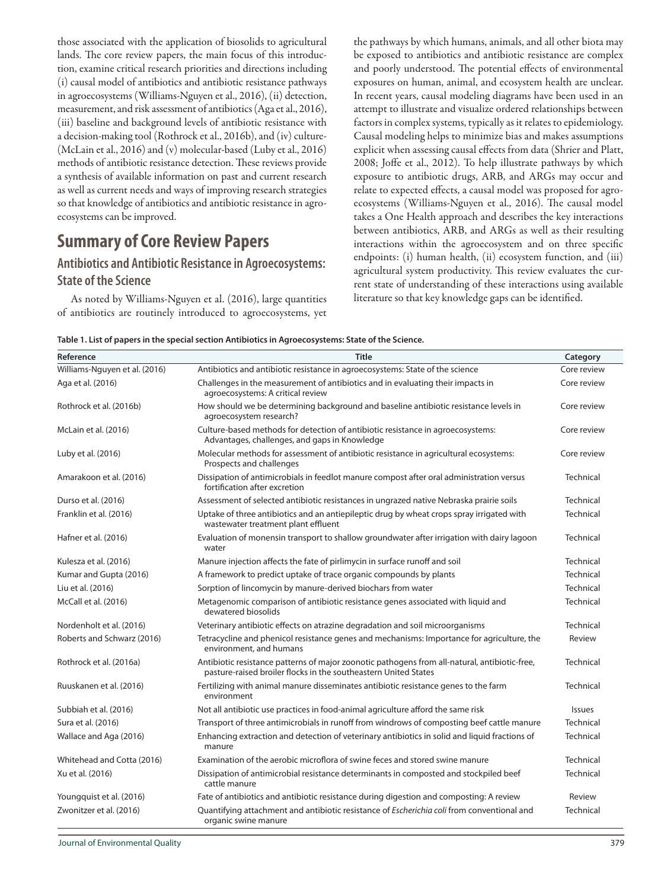those associated with the application of biosolids to agricultural lands. The core review papers, the main focus of this introduction, examine critical research priorities and directions including (i) causal model of antibiotics and antibiotic resistance pathways in agroecosystems (Williams-Nguyen et al., 2016), (ii) detection, measurement, and risk assessment of antibiotics (Aga et al., 2016), (iii) baseline and background levels of antibiotic resistance with a decision-making tool (Rothrock et al., 2016b), and (iv) culture- (McLain et al., 2016) and (v) molecular-based (Luby et al., 2016) methods of antibiotic resistance detection. These reviews provide a synthesis of available information on past and current research as well as current needs and ways of improving research strategies so that knowledge of antibiotics and antibiotic resistance in agroecosystems can be improved.

# Summary of Core Review Papers

## Antibiotics and Antibiotic Resistance in Agroecosystems: State of the Science

As noted by Williams-Nguyen et al. (2016), large quantities of antibiotics are routinely introduced to agroecosystems, yet the pathways by which humans, animals, and all other biota may be exposed to antibiotics and antibiotic resistance are complex and poorly understood. The potential effects of environmental exposures on human, animal, and ecosystem health are unclear. In recent years, causal modeling diagrams have been used in an attempt to illustrate and visualize ordered relationships between factors in complex systems, typically as it relates to epidemiology. Causal modeling helps to minimize bias and makes assumptions explicit when assessing causal effects from data (Shrier and Platt, 2008; Joffe et al., 2012). To help illustrate pathways by which exposure to antibiotic drugs, ARB, and ARGs may occur and relate to expected effects, a causal model was proposed for agroecosystems (Williams-Nguyen et al., 2016). The causal model takes a One Health approach and describes the key interactions between antibiotics, ARB, and ARGs as well as their resulting interactions within the agroecosystem and on three specific endpoints: (i) human health, (ii) ecosystem function, and (iii) agricultural system productivity. This review evaluates the current state of understanding of these interactions using available literature so that key knowledge gaps can be identified.

**Table 1. List of papers in the special section Antibiotics in Agroecosystems: State of the Science.**

| Reference | Title | Category |
|---|---|---|
| Williams-Nguyen et al. (2016) | Antibiotics and antibiotic resistance in agroecosystems: State of the science | Core review |
| Aga et al. (2016) | Challenges in the measurement of antibiotics and in evaluating their impacts in agroecosystems: A critical review | Core review |
| Rothrock et al. (2016b) | How should we be determining background and baseline antibiotic resistance levels in agroecosystem research? | Core review |
| McLain et al. (2016) | Culture-based methods for detection of antibiotic resistance in agroecosystems: Advantages, challenges, and gaps in Knowledge | Core review |
| Luby et al. (2016) | Molecular methods for assessment of antibiotic resistance in agricultural ecosystems: Prospects and challenges | Core review |
| Amarakoon et al. (2016) | Dissipation of antimicrobials in feedlot manure compost after oral administration versus fortification after excretion | Technical |
| Durso et al. (2016) | Assessment of selected antibiotic resistances in ungrazed native Nebraska prairie soils | Technical |
| Franklin et al. (2016) | Uptake of three antibiotics and an antiepileptic drug by wheat crops spray irrigated with wastewater treatment plant effluent | Technical |
| Hafner et al. (2016) | Evaluation of monensin transport to shallow groundwater after irrigation with dairy lagoon water | Technical |
| Kulesza et al. (2016) | Manure injection affects the fate of pirlimycin in surface runoff and soil | Technical |
| Kumar and Gupta (2016) | A framework to predict uptake of trace organic compounds by plants | Technical |
| Liu et al. (2016) | Sorption of lincomycin by manure-derived biochars from water | Technical |
| McCall et al. (2016) | Metagenomic comparison of antibiotic resistance genes associated with liquid and dewatered biosolids | Technical |
| Nordenholt et al. (2016) | Veterinary antibiotic effects on atrazine degradation and soil microorganisms | Technical |
| Roberts and Schwarz (2016) | Tetracycline and phenicol resistance genes and mechanisms: Importance for agriculture, the environment, and humans | Review |
| Rothrock et al. (2016a) | Antibiotic resistance patterns of major zoonotic pathogens from all-natural, antibiotic-free, pasture-raised broiler flocks in the southeastern United States | Technical |
| Ruuskanen et al. (2016) | Fertilizing with animal manure disseminates antibiotic resistance genes to the farm environment | Technical |
| Subbiah et al. (2016) | Not all antibiotic use practices in food-animal agriculture afford the same risk | Issues |
| Sura et al. (2016) | Transport of three antimicrobials in runoff from windrows of composting beef cattle manure | Technical |
| Wallace and Aga (2016) | Enhancing extraction and detection of veterinary antibiotics in solid and liquid fractions of manure | Technical |
| Whitehead and Cotta (2016) | Examination of the aerobic microflora of swine feces and stored swine manure | Technical |
| Xu et al. (2016) | Dissipation of antimicrobial resistance determinants in composted and stockpiled beef cattle manure | Technical |
| Youngquist et al. (2016) | Fate of antibiotics and antibiotic resistance during digestion and composting: A review | Review |
| Zwonitzer et al. (2016) | Quantifying attachment and antibiotic resistance of *Escherichia coli* from conventional and organic swine manure | Technical |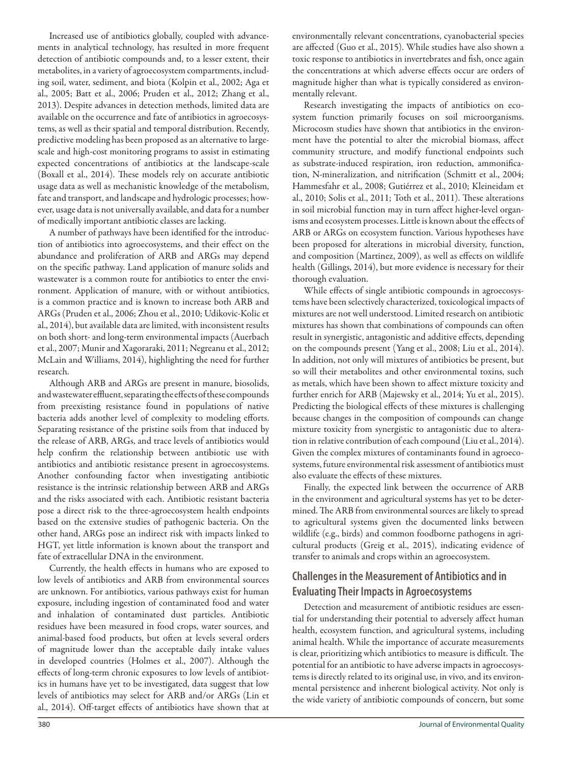Increased use of antibiotics globally, coupled with advancements in analytical technology, has resulted in more frequent detection of antibiotic compounds and, to a lesser extent, their metabolites, in a variety of agroecosystem compartments, including soil, water, sediment, and biota (Kolpin et al., 2002; Aga et al., 2005; Batt et al., 2006; Pruden et al., 2012; Zhang et al., 2013). Despite advances in detection methods, limited data are available on the occurrence and fate of antibiotics in agroecosystems, as well as their spatial and temporal distribution. Recently, predictive modeling has been proposed as an alternative to large-scale and high-cost monitoring programs to assist in estimating expected concentrations of antibiotics at the landscape-scale (Boxall et al., 2014). These models rely on accurate antibiotic usage data as well as mechanistic knowledge of the metabolism, fate and transport, and landscape and hydrologic processes; however, usage data is not universally available, and data for a number of medically important antibiotic classes are lacking.

A number of pathways have been identified for the introduction of antibiotics into agroecosystems, and their effect on the abundance and proliferation of ARB and ARGs may depend on the specific pathway. Land application of manure solids and wastewater is a common route for antibiotics to enter the environment. Application of manure, with or without antibiotics, is a common practice and is known to increase both ARB and ARGs (Pruden et al., 2006; Zhou et al., 2010; Udikovic-Kolic et al., 2014), but available data are limited, with inconsistent results on both short- and long-term environmental impacts (Auerbach et al., 2007; Munir and Xagoraraki, 2011; Negreanu et al., 2012; McLain and Williams, 2014), highlighting the need for further research.

Although ARB and ARGs are present in manure, biosolids, and wastewater effluent, separating the effects of these compounds from preexisting resistance found in populations of native bacteria adds another level of complexity to modeling efforts. Separating resistance of the pristine soils from that induced by the release of ARB, ARGs, and trace levels of antibiotics would help confirm the relationship between antibiotic use with antibiotics and antibiotic resistance present in agroecosystems. Another confounding factor when investigating antibiotic resistance is the intrinsic relationship between ARB and ARGs and the risks associated with each. Antibiotic resistant bacteria pose a direct risk to the three-agroecosystem health endpoints based on the extensive studies of pathogenic bacteria. On the other hand, ARGs pose an indirect risk with impacts linked to HGT, yet little information is known about the transport and fate of extracellular DNA in the environment.

Currently, the health effects in humans who are exposed to low levels of antibiotics and ARB from environmental sources are unknown. For antibiotics, various pathways exist for human exposure, including ingestion of contaminated food and water and inhalation of contaminated dust particles. Antibiotic residues have been measured in food crops, water sources, and animal-based food products, but often at levels several orders of magnitude lower than the acceptable daily intake values in developed countries (Holmes et al., 2007). Although the effects of long-term chronic exposures to low levels of antibiotics in humans have yet to be investigated, data suggest that low levels of antibiotics may select for ARB and/or ARGs (Lin et al., 2014). Off-target effects of antibiotics have shown that at environmentally relevant concentrations, cyanobacterial species are affected (Guo et al., 2015). While studies have also shown a toxic response to antibiotics in invertebrates and fish, once again the concentrations at which adverse effects occur are orders of magnitude higher than what is typically considered as environmentally relevant.

Research investigating the impacts of antibiotics on ecosystem function primarily focuses on soil microorganisms. Microcosm studies have shown that antibiotics in the environment have the potential to alter the microbial biomass, affect community structure, and modify functional endpoints such as substrate-induced respiration, iron reduction, ammonification, N-mineralization, and nitrification (Schmitt et al., 2004; Hammesfahr et al., 2008; Gutiérrez et al., 2010; Kleineidam et al., 2010; Solis et al., 2011; Toth et al., 2011). These alterations in soil microbial function may in turn affect higher-level organisms and ecosystem processes. Little is known about the effects of ARB or ARGs on ecosystem function. Various hypotheses have been proposed for alterations in microbial diversity, function, and composition (Martinez, 2009), as well as effects on wildlife health (Gillings, 2014), but more evidence is necessary for their thorough evaluation.

While effects of single antibiotic compounds in agroecosystems have been selectively characterized, toxicological impacts of mixtures are not well understood. Limited research on antibiotic mixtures has shown that combinations of compounds can often result in synergistic, antagonistic and additive effects, depending on the compounds present (Yang et al., 2008; Liu et al., 2014). In addition, not only will mixtures of antibiotics be present, but so will their metabolites and other environmental toxins, such as metals, which have been shown to affect mixture toxicity and further enrich for ARB (Majewsky et al., 2014; Yu et al., 2015). Predicting the biological effects of these mixtures is challenging because changes in the composition of compounds can change mixture toxicity from synergistic to antagonistic due to alteration in relative contribution of each compound (Liu et al., 2014). Given the complex mixtures of contaminants found in agroecosystems, future environmental risk assessment of antibiotics must also evaluate the effects of these mixtures.

Finally, the expected link between the occurrence of ARB in the environment and agricultural systems has yet to be determined. The ARB from environmental sources are likely to spread to agricultural systems given the documented links between wildlife (e.g., birds) and common foodborne pathogens in agricultural products (Greig et al., 2015), indicating evidence of transfer to animals and crops within an agroecosystem.

## Challenges in the Measurement of Antibiotics and in Evaluating Their Impacts in Agroecosystems

Detection and measurement of antibiotic residues are essential for understanding their potential to adversely affect human health, ecosystem function, and agricultural systems, including animal health. While the importance of accurate measurements is clear, prioritizing which antibiotics to measure is difficult. The potential for an antibiotic to have adverse impacts in agroecosystems is directly related to its original use, in vivo, and its environmental persistence and inherent biological activity. Not only is the wide variety of antibiotic compounds of concern, but some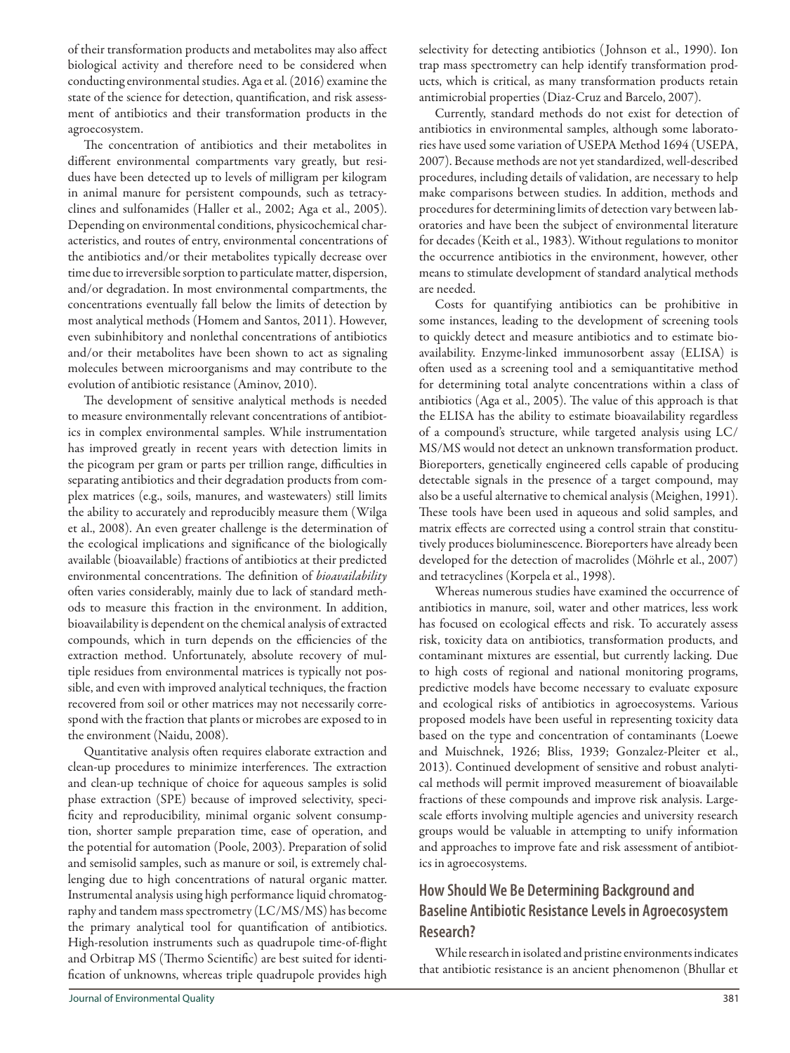of their transformation products and metabolites may also affect biological activity and therefore need to be considered when conducting environmental studies. Aga et al. (2016) examine the state of the science for detection, quantification, and risk assessment of antibiotics and their transformation products in the agroecosystem.

The concentration of antibiotics and their metabolites in different environmental compartments vary greatly, but residues have been detected up to levels of milligram per kilogram in animal manure for persistent compounds, such as tetracyclines and sulfonamides (Haller et al., 2002; Aga et al., 2005). Depending on environmental conditions, physicochemical characteristics, and routes of entry, environmental concentrations of the antibiotics and/or their metabolites typically decrease over time due to irreversible sorption to particulate matter, dispersion, and/or degradation. In most environmental compartments, the concentrations eventually fall below the limits of detection by most analytical methods (Homem and Santos, 2011). However, even subinhibitory and nonlethal concentrations of antibiotics and/or their metabolites have been shown to act as signaling molecules between microorganisms and may contribute to the evolution of antibiotic resistance (Aminov, 2010).

The development of sensitive analytical methods is needed to measure environmentally relevant concentrations of antibiotics in complex environmental samples. While instrumentation has improved greatly in recent years with detection limits in the picogram per gram or parts per trillion range, difficulties in separating antibiotics and their degradation products from complex matrices (e.g., soils, manures, and wastewaters) still limits the ability to accurately and reproducibly measure them (Wilga et al., 2008). An even greater challenge is the determination of the ecological implications and significance of the biologically available (bioavailable) fractions of antibiotics at their predicted environmental concentrations. The definition of *bioavailability* often varies considerably, mainly due to lack of standard methods to measure this fraction in the environment. In addition, bioavailability is dependent on the chemical analysis of extracted compounds, which in turn depends on the efficiencies of the extraction method. Unfortunately, absolute recovery of multiple residues from environmental matrices is typically not possible, and even with improved analytical techniques, the fraction recovered from soil or other matrices may not necessarily correspond with the fraction that plants or microbes are exposed to in the environment (Naidu, 2008).

Quantitative analysis often requires elaborate extraction and clean-up procedures to minimize interferences. The extraction and clean-up technique of choice for aqueous samples is solid phase extraction (SPE) because of improved selectivity, specificity and reproducibility, minimal organic solvent consumption, shorter sample preparation time, ease of operation, and the potential for automation (Poole, 2003). Preparation of solid and semisolid samples, such as manure or soil, is extremely challenging due to high concentrations of natural organic matter. Instrumental analysis using high performance liquid chromatography and tandem mass spectrometry (LC/MS/MS) has become the primary analytical tool for quantification of antibiotics. High-resolution instruments such as quadrupole time-of-flight and Orbitrap MS (Thermo Scientific) are best suited for identification of unknowns, whereas triple quadrupole provides high selectivity for detecting antibiotics (Johnson et al., 1990). Ion trap mass spectrometry can help identify transformation products, which is critical, as many transformation products retain antimicrobial properties (Diaz-Cruz and Barcelo, 2007).

Currently, standard methods do not exist for detection of antibiotics in environmental samples, although some laboratories have used some variation of USEPA Method 1694 (USEPA, 2007). Because methods are not yet standardized, well-described procedures, including details of validation, are necessary to help make comparisons between studies. In addition, methods and procedures for determining limits of detection vary between laboratories and have been the subject of environmental literature for decades (Keith et al., 1983). Without regulations to monitor the occurrence antibiotics in the environment, however, other means to stimulate development of standard analytical methods are needed.

Costs for quantifying antibiotics can be prohibitive in some instances, leading to the development of screening tools to quickly detect and measure antibiotics and to estimate bioavailability. Enzyme-linked immunosorbent assay (ELISA) is often used as a screening tool and a semiquantitative method for determining total analyte concentrations within a class of antibiotics (Aga et al., 2005). The value of this approach is that the ELISA has the ability to estimate bioavailability regardless of a compound's structure, while targeted analysis using LC/MS/MS would not detect an unknown transformation product. Bioreporters, genetically engineered cells capable of producing detectable signals in the presence of a target compound, may also be a useful alternative to chemical analysis (Meighen, 1991). These tools have been used in aqueous and solid samples, and matrix effects are corrected using a control strain that constitutively produces bioluminescence. Bioreporters have already been developed for the detection of macrolides (Möhrle et al., 2007) and tetracyclines (Korpela et al., 1998).

Whereas numerous studies have examined the occurrence of antibiotics in manure, soil, water and other matrices, less work has focused on ecological effects and risk. To accurately assess risk, toxicity data on antibiotics, transformation products, and contaminant mixtures are essential, but currently lacking. Due to high costs of regional and national monitoring programs, predictive models have become necessary to evaluate exposure and ecological risks of antibiotics in agroecosystems. Various proposed models have been useful in representing toxicity data based on the type and concentration of contaminants (Loewe and Muischnek, 1926; Bliss, 1939; Gonzalez-Pleiter et al., 2013). Continued development of sensitive and robust analytical methods will permit improved measurement of bioavailable fractions of these compounds and improve risk analysis. Large-scale efforts involving multiple agencies and university research groups would be valuable in attempting to unify information and approaches to improve fate and risk assessment of antibiotics in agroecosystems.

## How Should We Be Determining Background and Baseline Antibiotic Resistance Levels in Agroecosystem Research?

While research in isolated and pristine environments indicates that antibiotic resistance is an ancient phenomenon (Bhullar et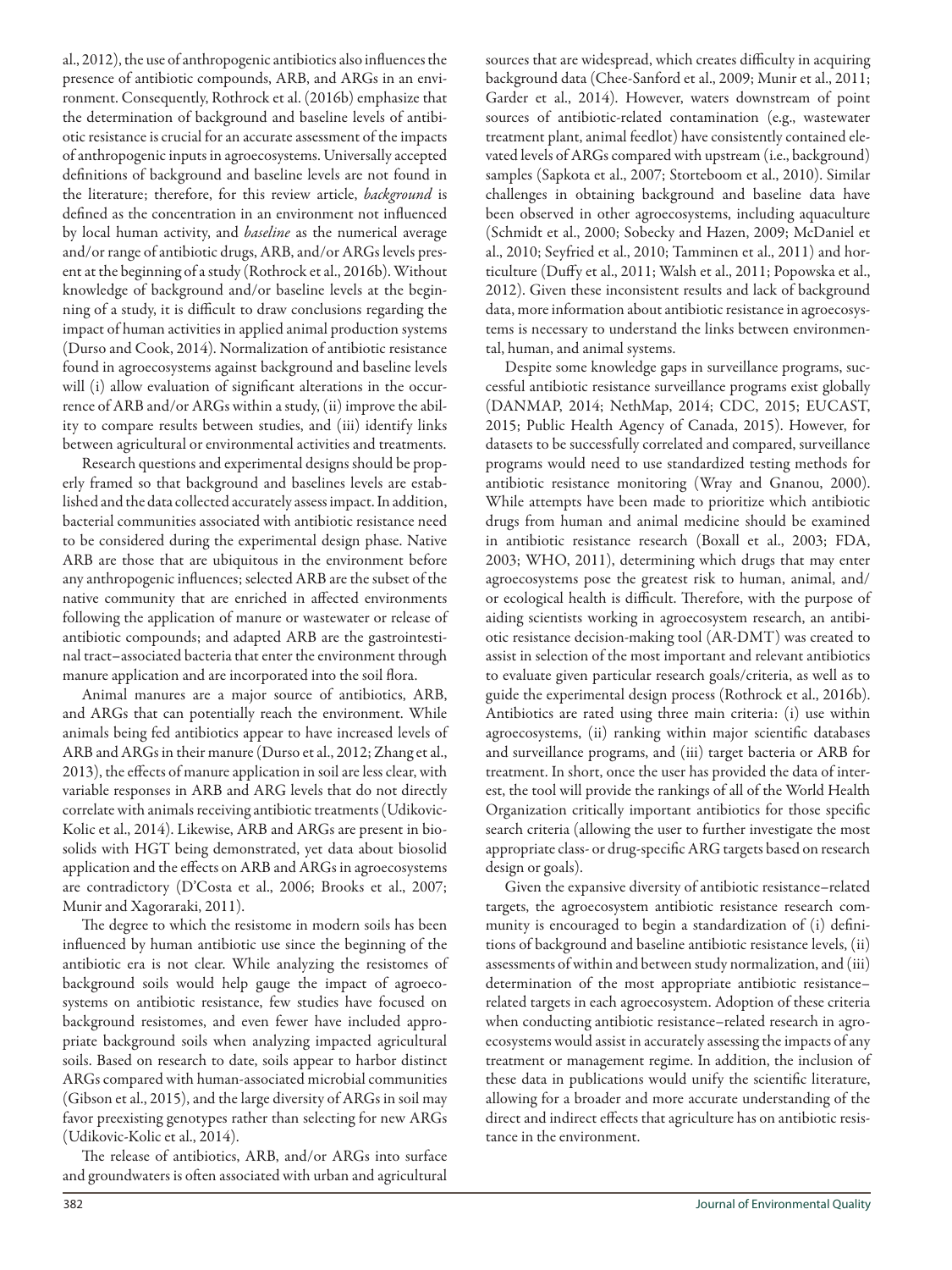al., 2012), the use of anthropogenic antibiotics also influences the presence of antibiotic compounds, ARB, and ARGs in an environment. Consequently, Rothrock et al. (2016b) emphasize that the determination of background and baseline levels of antibiotic resistance is crucial for an accurate assessment of the impacts of anthropogenic inputs in agroecosystems. Universally accepted definitions of background and baseline levels are not found in the literature; therefore, for this review article, *background* is defined as the concentration in an environment not influenced by local human activity, and *baseline* as the numerical average and/or range of antibiotic drugs, ARB, and/or ARGs levels present at the beginning of a study (Rothrock et al., 2016b). Without knowledge of background and/or baseline levels at the beginning of a study, it is difficult to draw conclusions regarding the impact of human activities in applied animal production systems (Durso and Cook, 2014). Normalization of antibiotic resistance found in agroecosystems against background and baseline levels will (i) allow evaluation of significant alterations in the occurrence of ARB and/or ARGs within a study, (ii) improve the ability to compare results between studies, and (iii) identify links between agricultural or environmental activities and treatments.

Research questions and experimental designs should be properly framed so that background and baselines levels are established and the data collected accurately assess impact. In addition, bacterial communities associated with antibiotic resistance need to be considered during the experimental design phase. Native ARB are those that are ubiquitous in the environment before any anthropogenic influences; selected ARB are the subset of the native community that are enriched in affected environments following the application of manure or wastewater or release of antibiotic compounds; and adapted ARB are the gastrointestinal tract–associated bacteria that enter the environment through manure application and are incorporated into the soil flora.

Animal manures are a major source of antibiotics, ARB, and ARGs that can potentially reach the environment. While animals being fed antibiotics appear to have increased levels of ARB and ARGs in their manure (Durso et al., 2012; Zhang et al., 2013), the effects of manure application in soil are less clear, with variable responses in ARB and ARG levels that do not directly correlate with animals receiving antibiotic treatments (Udikovic-Kolic et al., 2014). Likewise, ARB and ARGs are present in biosolids with HGT being demonstrated, yet data about biosolid application and the effects on ARB and ARGs in agroecosystems are contradictory (D'Costa et al., 2006; Brooks et al., 2007; Munir and Xagoraraki, 2011).

The degree to which the resistome in modern soils has been influenced by human antibiotic use since the beginning of the antibiotic era is not clear. While analyzing the resistomes of background soils would help gauge the impact of agroecosystems on antibiotic resistance, few studies have focused on background resistomes, and even fewer have included appropriate background soils when analyzing impacted agricultural soils. Based on research to date, soils appear to harbor distinct ARGs compared with human-associated microbial communities (Gibson et al., 2015), and the large diversity of ARGs in soil may favor preexisting genotypes rather than selecting for new ARGs (Udikovic-Kolic et al., 2014).

The release of antibiotics, ARB, and/or ARGs into surface and groundwaters is often associated with urban and agricultural sources that are widespread, which creates difficulty in acquiring background data (Chee-Sanford et al., 2009; Munir et al., 2011; Garder et al., 2014). However, waters downstream of point sources of antibiotic-related contamination (e.g., wastewater treatment plant, animal feedlot) have consistently contained elevated levels of ARGs compared with upstream (i.e., background) samples (Sapkota et al., 2007; Storteboom et al., 2010). Similar challenges in obtaining background and baseline data have been observed in other agroecosystems, including aquaculture (Schmidt et al., 2000; Sobecky and Hazen, 2009; McDaniel et al., 2010; Seyfried et al., 2010; Tamminen et al., 2011) and horticulture (Duffy et al., 2011; Walsh et al., 2011; Popowska et al., 2012). Given these inconsistent results and lack of background data, more information about antibiotic resistance in agroecosystems is necessary to understand the links between environmental, human, and animal systems.

Despite some knowledge gaps in surveillance programs, successful antibiotic resistance surveillance programs exist globally (DANMAP, 2014; NethMap, 2014; CDC, 2015; EUCAST, 2015; Public Health Agency of Canada, 2015). However, for datasets to be successfully correlated and compared, surveillance programs would need to use standardized testing methods for antibiotic resistance monitoring (Wray and Gnanou, 2000). While attempts have been made to prioritize which antibiotic drugs from human and animal medicine should be examined in antibiotic resistance research (Boxall et al., 2003; FDA, 2003; WHO, 2011), determining which drugs that may enter agroecosystems pose the greatest risk to human, animal, and/or ecological health is difficult. Therefore, with the purpose of aiding scientists working in agroecosystem research, an antibiotic resistance decision-making tool (AR-DMT) was created to assist in selection of the most important and relevant antibiotics to evaluate given particular research goals/criteria, as well as to guide the experimental design process (Rothrock et al., 2016b). Antibiotics are rated using three main criteria: (i) use within agroecosystems, (ii) ranking within major scientific databases and surveillance programs, and (iii) target bacteria or ARB for treatment. In short, once the user has provided the data of interest, the tool will provide the rankings of all of the World Health Organization critically important antibiotics for those specific search criteria (allowing the user to further investigate the most appropriate class- or drug-specific ARG targets based on research design or goals).

Given the expansive diversity of antibiotic resistance–related targets, the agroecosystem antibiotic resistance research community is encouraged to begin a standardization of (i) definitions of background and baseline antibiotic resistance levels, (ii) assessments of within and between study normalization, and (iii) determination of the most appropriate antibiotic resistance–related targets in each agroecosystem. Adoption of these criteria when conducting antibiotic resistance–related research in agroecosystems would assist in accurately assessing the impacts of any treatment or management regime. In addition, the inclusion of these data in publications would unify the scientific literature, allowing for a broader and more accurate understanding of the direct and indirect effects that agriculture has on antibiotic resistance in the environment.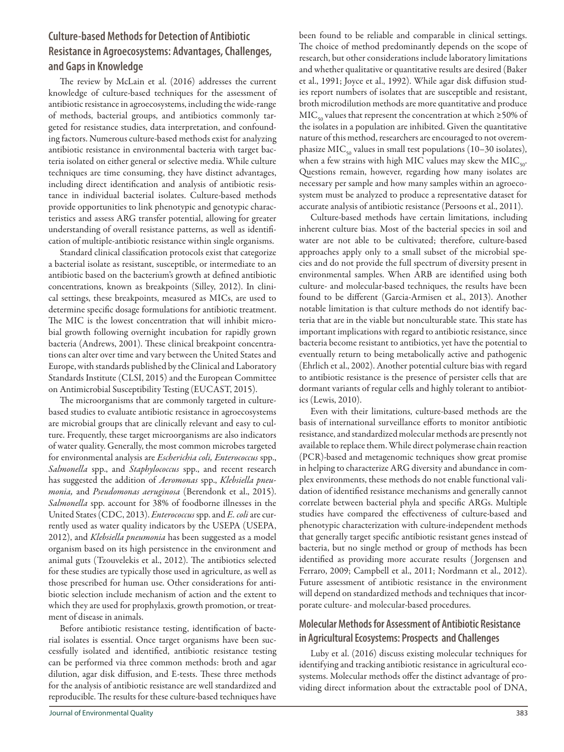## Culture-based Methods for Detection of Antibiotic Resistance in Agroecosystems: Advantages, Challenges, and Gaps in Knowledge

The review by McLain et al. (2016) addresses the current knowledge of culture-based techniques for the assessment of antibiotic resistance in agroecosystems, including the wide-range of methods, bacterial groups, and antibiotics commonly targeted for resistance studies, data interpretation, and confounding factors. Numerous culture-based methods exist for analyzing antibiotic resistance in environmental bacteria with target bacteria isolated on either general or selective media. While culture techniques are time consuming, they have distinct advantages, including direct identification and analysis of antibiotic resistance in individual bacterial isolates. Culture-based methods provide opportunities to link phenotypic and genotypic characteristics and assess ARG transfer potential, allowing for greater understanding of overall resistance patterns, as well as identification of multiple-antibiotic resistance within single organisms.

Standard clinical classification protocols exist that categorize a bacterial isolate as resistant, susceptible, or intermediate to an antibiotic based on the bacterium's growth at defined antibiotic concentrations, known as breakpoints (Silley, 2012). In clinical settings, these breakpoints, measured as MICs, are used to determine specific dosage formulations for antibiotic treatment. The MIC is the lowest concentration that will inhibit microbial growth following overnight incubation for rapidly grown bacteria (Andrews, 2001). These clinical breakpoint concentrations can alter over time and vary between the United States and Europe, with standards published by the Clinical and Laboratory Standards Institute (CLSI, 2015) and the European Committee on Antimicrobial Susceptibility Testing (EUCAST, 2015).

The microorganisms that are commonly targeted in culture-based studies to evaluate antibiotic resistance in agroecosystems are microbial groups that are clinically relevant and easy to culture. Frequently, these target microorganisms are also indicators of water quality. Generally, the most common microbes targeted for environmental analysis are *Escherichia coli, Enterococcus* spp., *Salmonella* spp., and *Staphylococcus* spp., and recent research has suggested the addition of *Aeromonas* spp., *Klebsiella pneumonia,* and *Pseudomonas aeruginosa* (Berendonk et al., 2015). *Salmonella* spp. account for 38% of foodborne illnesses in the United States (CDC, 2013). *Enterococcus* spp. and *E. coli* are currently used as water quality indicators by the USEPA (USEPA, 2012), and *Klebsiella pneumonia* has been suggested as a model organism based on its high persistence in the environment and animal guts (Tzouvelekis et al., 2012). The antibiotics selected for these studies are typically those used in agriculture, as well as those prescribed for human use. Other considerations for antibiotic selection include mechanism of action and the extent to which they are used for prophylaxis, growth promotion, or treatment of disease in animals.

Before antibiotic resistance testing, identification of bacterial isolates is essential. Once target organisms have been successfully isolated and identified, antibiotic resistance testing can be performed via three common methods: broth and agar dilution, agar disk diffusion, and E-tests. These three methods for the analysis of antibiotic resistance are well standardized and reproducible. The results for these culture-based techniques have been found to be reliable and comparable in clinical settings. The choice of method predominantly depends on the scope of research, but other considerations include laboratory limitations and whether qualitative or quantitative results are desired (Baker et al., 1991; Joyce et al., 1992). While agar disk diffusion studies report numbers of isolates that are susceptible and resistant, broth microdilution methods are more quantitative and produce $MIC_{50}$ values that represent the concentration at which ≥50% of the isolates in a population are inhibited. Given the quantitative nature of this method, researchers are encouraged to not overemphasize $MIC_{50}$ values in small test populations (10–30 isolates), when a few strains with high MIC values may skew the $MIC_{50}$. Questions remain, however, regarding how many isolates are necessary per sample and how many samples within an agroecosystem must be analyzed to produce a representative dataset for accurate analysis of antibiotic resistance (Persoons et al., 2011).

Culture-based methods have certain limitations, including inherent culture bias. Most of the bacterial species in soil and water are not able to be cultivated; therefore, culture-based approaches apply only to a small subset of the microbial species and do not provide the full spectrum of diversity present in environmental samples. When ARB are identified using both culture- and molecular-based techniques, the results have been found to be different (Garcia-Armisen et al., 2013). Another notable limitation is that culture methods do not identify bacteria that are in the viable but nonculturable state. This state has important implications with regard to antibiotic resistance, since bacteria become resistant to antibiotics, yet have the potential to eventually return to being metabolically active and pathogenic (Ehrlich et al., 2002). Another potential culture bias with regard to antibiotic resistance is the presence of persister cells that are dormant variants of regular cells and highly tolerant to antibiotics (Lewis, 2010).

Even with their limitations, culture-based methods are the basis of international surveillance efforts to monitor antibiotic resistance, and standardized molecular methods are presently not available to replace them. While direct polymerase chain reaction (PCR)-based and metagenomic techniques show great promise in helping to characterize ARG diversity and abundance in complex environments, these methods do not enable functional validation of identified resistance mechanisms and generally cannot correlate between bacterial phyla and specific ARGs. Multiple studies have compared the effectiveness of culture-based and phenotypic characterization with culture-independent methods that generally target specific antibiotic resistant genes instead of bacteria, but no single method or group of methods has been identified as providing more accurate results (Jorgensen and Ferraro, 2009; Campbell et al., 2011; Nordmann et al., 2012). Future assessment of antibiotic resistance in the environment will depend on standardized methods and techniques that incorporate culture- and molecular-based procedures.

## Molecular Methods for Assessment of Antibiotic Resistance in Agricultural Ecosystems: Prospects and Challenges

Luby et al. (2016) discuss existing molecular techniques for identifying and tracking antibiotic resistance in agricultural ecosystems. Molecular methods offer the distinct advantage of providing direct information about the extractable pool of DNA,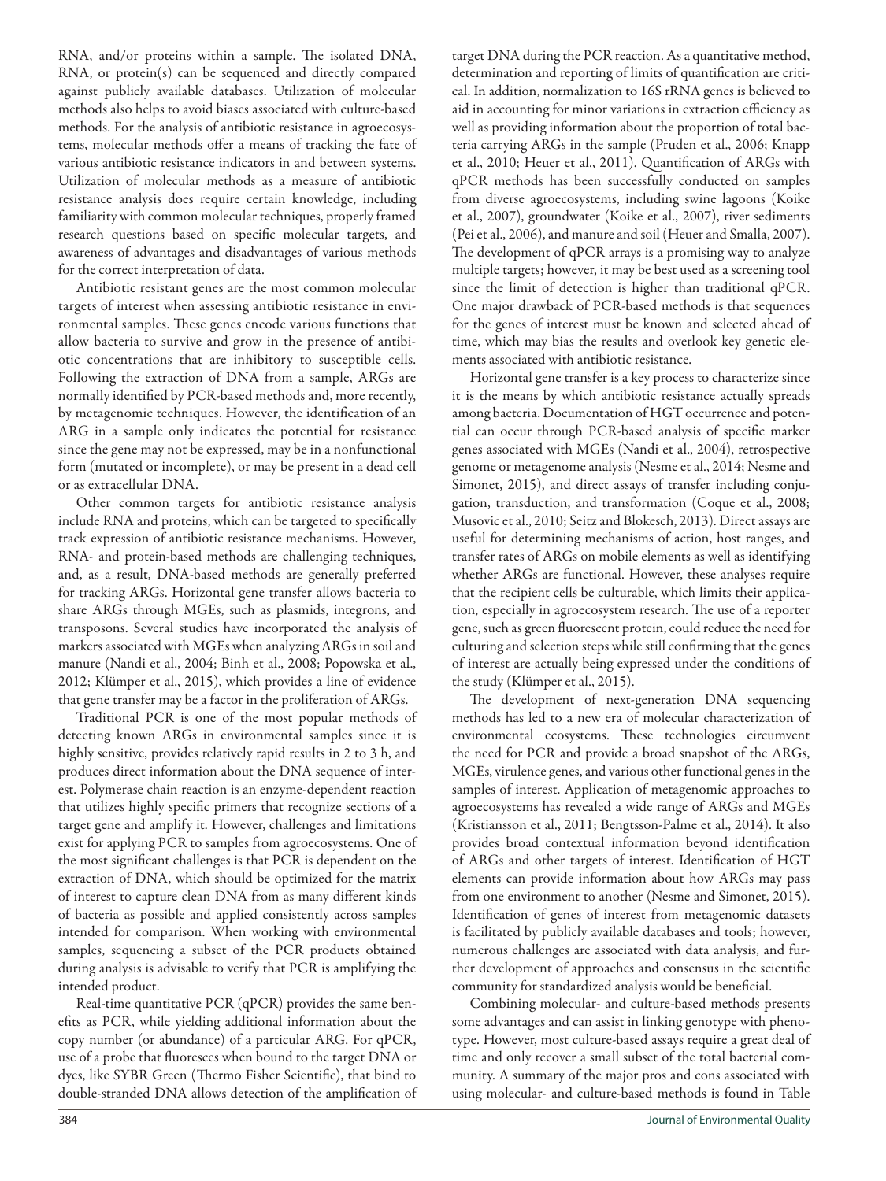RNA, and/or proteins within a sample. The isolated DNA, RNA, or protein(s) can be sequenced and directly compared against publicly available databases. Utilization of molecular methods also helps to avoid biases associated with culture-based methods. For the analysis of antibiotic resistance in agroecosystems, molecular methods offer a means of tracking the fate of various antibiotic resistance indicators in and between systems. Utilization of molecular methods as a measure of antibiotic resistance analysis does require certain knowledge, including familiarity with common molecular techniques, properly framed research questions based on specific molecular targets, and awareness of advantages and disadvantages of various methods for the correct interpretation of data.

Antibiotic resistant genes are the most common molecular targets of interest when assessing antibiotic resistance in environmental samples. These genes encode various functions that allow bacteria to survive and grow in the presence of antibiotic concentrations that are inhibitory to susceptible cells. Following the extraction of DNA from a sample, ARGs are normally identified by PCR-based methods and, more recently, by metagenomic techniques. However, the identification of an ARG in a sample only indicates the potential for resistance since the gene may not be expressed, may be in a nonfunctional form (mutated or incomplete), or may be present in a dead cell or as extracellular DNA.

Other common targets for antibiotic resistance analysis include RNA and proteins, which can be targeted to specifically track expression of antibiotic resistance mechanisms. However, RNA- and protein-based methods are challenging techniques, and, as a result, DNA-based methods are generally preferred for tracking ARGs. Horizontal gene transfer allows bacteria to share ARGs through MGEs, such as plasmids, integrons, and transposons. Several studies have incorporated the analysis of markers associated with MGEs when analyzing ARGs in soil and manure (Nandi et al., 2004; Binh et al., 2008; Popowska et al., 2012; Klümper et al., 2015), which provides a line of evidence that gene transfer may be a factor in the proliferation of ARGs.

Traditional PCR is one of the most popular methods of detecting known ARGs in environmental samples since it is highly sensitive, provides relatively rapid results in 2 to 3 h, and produces direct information about the DNA sequence of interest. Polymerase chain reaction is an enzyme-dependent reaction that utilizes highly specific primers that recognize sections of a target gene and amplify it. However, challenges and limitations exist for applying PCR to samples from agroecosystems. One of the most significant challenges is that PCR is dependent on the extraction of DNA, which should be optimized for the matrix of interest to capture clean DNA from as many different kinds of bacteria as possible and applied consistently across samples intended for comparison. When working with environmental samples, sequencing a subset of the PCR products obtained during analysis is advisable to verify that PCR is amplifying the intended product.

Real-time quantitative PCR (qPCR) provides the same benefits as PCR, while yielding additional information about the copy number (or abundance) of a particular ARG. For qPCR, use of a probe that fluoresces when bound to the target DNA or dyes, like SYBR Green (Thermo Fisher Scientific), that bind to double-stranded DNA allows detection of the amplification of target DNA during the PCR reaction. As a quantitative method, determination and reporting of limits of quantification are critical. In addition, normalization to 16S rRNA genes is believed to aid in accounting for minor variations in extraction efficiency as well as providing information about the proportion of total bacteria carrying ARGs in the sample (Pruden et al., 2006; Knapp et al., 2010; Heuer et al., 2011). Quantification of ARGs with qPCR methods has been successfully conducted on samples from diverse agroecosystems, including swine lagoons (Koike et al., 2007), groundwater (Koike et al., 2007), river sediments (Pei et al., 2006), and manure and soil (Heuer and Smalla, 2007). The development of qPCR arrays is a promising way to analyze multiple targets; however, it may be best used as a screening tool since the limit of detection is higher than traditional qPCR. One major drawback of PCR-based methods is that sequences for the genes of interest must be known and selected ahead of time, which may bias the results and overlook key genetic elements associated with antibiotic resistance.

Horizontal gene transfer is a key process to characterize since it is the means by which antibiotic resistance actually spreads among bacteria. Documentation of HGT occurrence and potential can occur through PCR-based analysis of specific marker genes associated with MGEs (Nandi et al., 2004), retrospective genome or metagenome analysis (Nesme et al., 2014; Nesme and Simonet, 2015), and direct assays of transfer including conjugation, transduction, and transformation (Coque et al., 2008; Musovic et al., 2010; Seitz and Blokesch, 2013). Direct assays are useful for determining mechanisms of action, host ranges, and transfer rates of ARGs on mobile elements as well as identifying whether ARGs are functional. However, these analyses require that the recipient cells be culturable, which limits their application, especially in agroecosystem research. The use of a reporter gene, such as green fluorescent protein, could reduce the need for culturing and selection steps while still confirming that the genes of interest are actually being expressed under the conditions of the study (Klümper et al., 2015).

The development of next-generation DNA sequencing methods has led to a new era of molecular characterization of environmental ecosystems. These technologies circumvent the need for PCR and provide a broad snapshot of the ARGs, MGEs, virulence genes, and various other functional genes in the samples of interest. Application of metagenomic approaches to agroecosystems has revealed a wide range of ARGs and MGEs (Kristiansson et al., 2011; Bengtsson-Palme et al., 2014). It also provides broad contextual information beyond identification of ARGs and other targets of interest. Identification of HGT elements can provide information about how ARGs may pass from one environment to another (Nesme and Simonet, 2015). Identification of genes of interest from metagenomic datasets is facilitated by publicly available databases and tools; however, numerous challenges are associated with data analysis, and further development of approaches and consensus in the scientific community for standardized analysis would be beneficial.

Combining molecular- and culture-based methods presents some advantages and can assist in linking genotype with phenotype. However, most culture-based assays require a great deal of time and only recover a small subset of the total bacterial community. A summary of the major pros and cons associated with using molecular- and culture-based methods is found in Table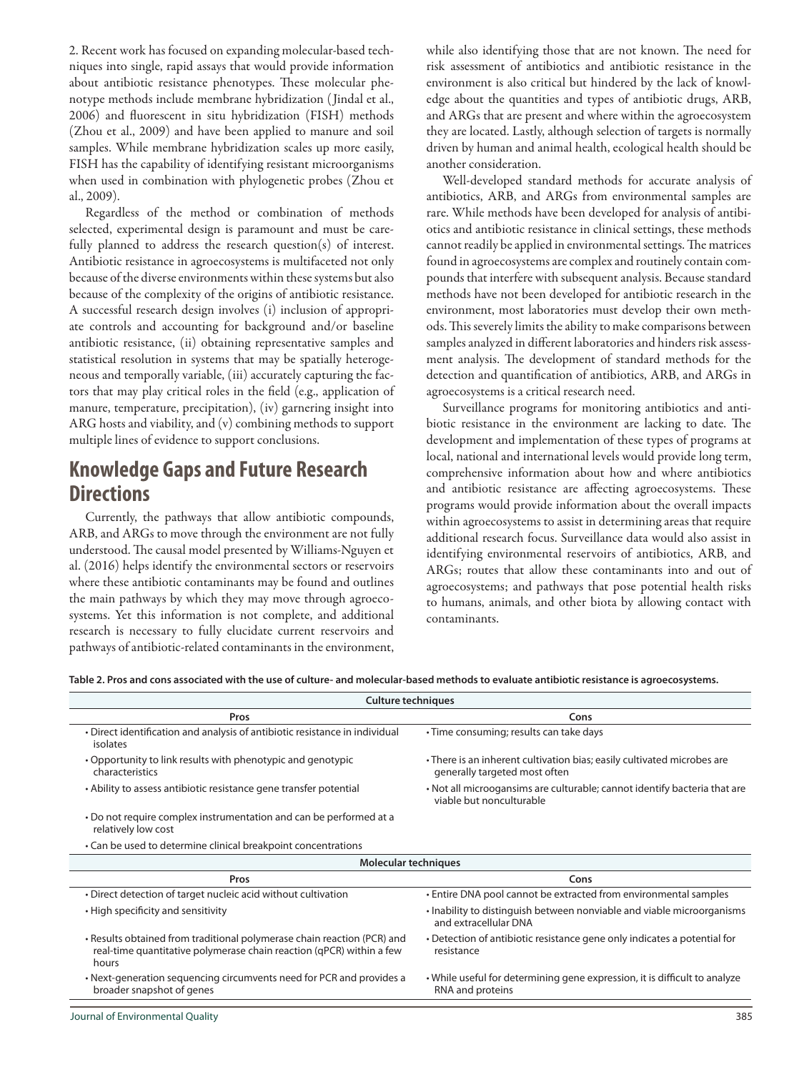2. Recent work has focused on expanding molecular-based techniques into single, rapid assays that would provide information about antibiotic resistance phenotypes. These molecular phenotype methods include membrane hybridization (Jindal et al., 2006) and fluorescent in situ hybridization (FISH) methods (Zhou et al., 2009) and have been applied to manure and soil samples. While membrane hybridization scales up more easily, FISH has the capability of identifying resistant microorganisms when used in combination with phylogenetic probes (Zhou et al., 2009).

Regardless of the method or combination of methods selected, experimental design is paramount and must be carefully planned to address the research question(s) of interest. Antibiotic resistance in agroecosystems is multifaceted not only because of the diverse environments within these systems but also because of the complexity of the origins of antibiotic resistance. A successful research design involves (i) inclusion of appropriate controls and accounting for background and/or baseline antibiotic resistance, (ii) obtaining representative samples and statistical resolution in systems that may be spatially heterogeneous and temporally variable, (iii) accurately capturing the factors that may play critical roles in the field (e.g., application of manure, temperature, precipitation), (iv) garnering insight into ARG hosts and viability, and (v) combining methods to support multiple lines of evidence to support conclusions.

## Knowledge Gaps and Future Research Directions

Currently, the pathways that allow antibiotic compounds, ARB, and ARGs to move through the environment are not fully understood. The causal model presented by Williams-Nguyen et al. (2016) helps identify the environmental sectors or reservoirs where these antibiotic contaminants may be found and outlines the main pathways by which they may move through agroecosystems. Yet this information is not complete, and additional research is necessary to fully elucidate current reservoirs and pathways of antibiotic-related contaminants in the environment, while also identifying those that are not known. The need for risk assessment of antibiotics and antibiotic resistance in the environment is also critical but hindered by the lack of knowledge about the quantities and types of antibiotic drugs, ARB, and ARGs that are present and where within the agroecosystem they are located. Lastly, although selection of targets is normally driven by human and animal health, ecological health should be another consideration.

Well-developed standard methods for accurate analysis of antibiotics, ARB, and ARGs from environmental samples are rare. While methods have been developed for analysis of antibiotics and antibiotic resistance in clinical settings, these methods cannot readily be applied in environmental settings. The matrices found in agroecosystems are complex and routinely contain compounds that interfere with subsequent analysis. Because standard methods have not been developed for antibiotic research in the environment, most laboratories must develop their own methods. This severely limits the ability to make comparisons between samples analyzed in different laboratories and hinders risk assessment analysis. The development of standard methods for the detection and quantification of antibiotics, ARB, and ARGs in agroecosystems is a critical research need.

Surveillance programs for monitoring antibiotics and antibiotic resistance in the environment are lacking to date. The development and implementation of these types of programs at local, national and international levels would provide long term, comprehensive information about how and where antibiotics and antibiotic resistance are affecting agroecosystems. These programs would provide information about the overall impacts within agroecosystems to assist in determining areas that require additional research focus. Surveillance data would also assist in identifying environmental reservoirs of antibiotics, ARB, and ARGs; routes that allow these contaminants into and out of agroecosystems; and pathways that pose potential health risks to humans, animals, and other biota by allowing contact with contaminants.

**Table 2. Pros and cons associated with the use of culture- and molecular-based methods to evaluate antibiotic resistance is agroecosystems.**

| Pros | Cons |
|---|---|
| **Culture techniques** | |
| • Direct identification and analysis of antibiotic resistance in individual isolates | • Time consuming; results can take days |
| • Opportunity to link results with phenotypic and genotypic characteristics | • There is an inherent cultivation bias; easily cultivated microbes are generally targeted most often |
| • Ability to assess antibiotic resistance gene transfer potential | • Not all microogansims are culturable; cannot identify bacteria that are viable but nonculturable |
| • Do not require complex instrumentation and can be performed at a relatively low cost | |
| • Can be used to determine clinical breakpoint concentrations | |
| **Molecular techniques** | |
| • Direct detection of target nucleic acid without cultivation | • Entire DNA pool cannot be extracted from environmental samples |
| • High specificity and sensitivity | • Inability to distinguish between nonviable and viable microorganisms and extracellular DNA |
| • Results obtained from traditional polymerase chain reaction (PCR) and real-time quantitative polymerase chain reaction (qPCR) within a few hours | • Detection of antibiotic resistance gene only indicates a potential for resistance |
| • Next-generation sequencing circumvents need for PCR and provides a broader snapshot of genes | • While useful for determining gene expression, it is difficult to analyze RNA and proteins |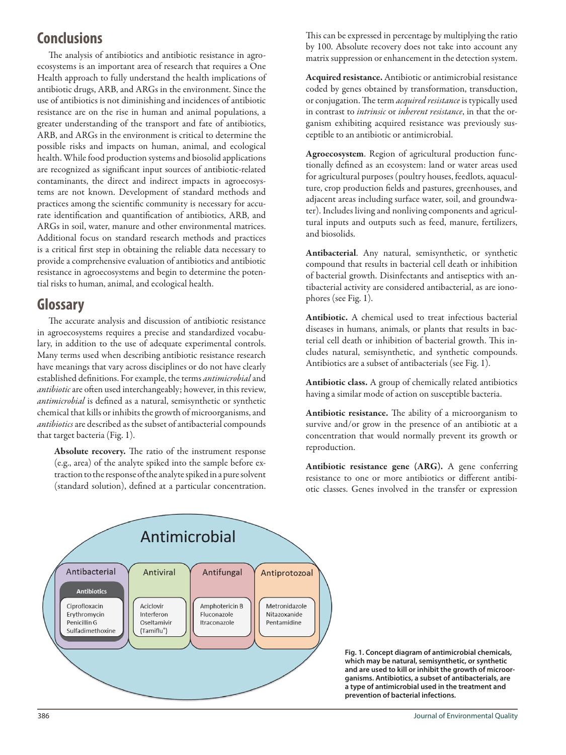## Conclusions

The analysis of antibiotics and antibiotic resistance in agroecosystems is an important area of research that requires a One Health approach to fully understand the health implications of antibiotic drugs, ARB, and ARGs in the environment. Since the use of antibiotics is not diminishing and incidences of antibiotic resistance are on the rise in human and animal populations, a greater understanding of the transport and fate of antibiotics, ARB, and ARGs in the environment is critical to determine the possible risks and impacts on human, animal, and ecological health. While food production systems and biosolid applications are recognized as significant input sources of antibiotic-related contaminants, the direct and indirect impacts in agroecosystems are not known. Development of standard methods and practices among the scientific community is necessary for accurate identification and quantification of antibiotics, ARB, and ARGs in soil, water, manure and other environmental matrices. Additional focus on standard research methods and practices is a critical first step in obtaining the reliable data necessary to provide a comprehensive evaluation of antibiotics and antibiotic resistance in agroecosystems and begin to determine the potential risks to human, animal, and ecological health.

## Glossary

The accurate analysis and discussion of antibiotic resistance in agroecosystems requires a precise and standardized vocabulary, in addition to the use of adequate experimental controls. Many terms used when describing antibiotic resistance research have meanings that vary across disciplines or do not have clearly established definitions. For example, the terms *antimicrobial* and *antibiotic* are often used interchangeably; however, in this review, *antimicrobial* is defined as a natural, semisynthetic or synthetic chemical that kills or inhibits the growth of microorganisms, and *antibiotics* are described as the subset of antibacterial compounds that target bacteria (Fig. 1).

**Absolute recovery.** The ratio of the instrument response (e.g., area) of the analyte spiked into the sample before extraction to the response of the analyte spiked in a pure solvent (standard solution), defined at a particular concentration. This can be expressed in percentage by multiplying the ratio by 100. Absolute recovery does not take into account any matrix suppression or enhancement in the detection system.

**Acquired resistance.** Antibiotic or antimicrobial resistance coded by genes obtained by transformation, transduction, or conjugation. The term *acquired resistance* is typically used in contrast to *intrinsic* or *inherent resistance*, in that the organism exhibiting acquired resistance was previously susceptible to an antibiotic or antimicrobial.

**Agroecosystem**. Region of agricultural production functionally defined as an ecosystem: land or water areas used for agricultural purposes (poultry houses, feedlots, aquaculture, crop production fields and pastures, greenhouses, and adjacent areas including surface water, soil, and groundwater). Includes living and nonliving components and agricultural inputs and outputs such as feed, manure, fertilizers, and biosolids.

**Antibacterial**. Any natural, semisynthetic, or synthetic compound that results in bacterial cell death or inhibition of bacterial growth. Disinfectants and antiseptics with antibacterial activity are considered antibacterial, as are ionophores (see Fig. 1).

**Antibiotic.** A chemical used to treat infectious bacterial diseases in humans, animals, or plants that results in bacterial cell death or inhibition of bacterial growth. This includes natural, semisynthetic, and synthetic compounds. Antibiotics are a subset of antibacterials (see Fig. 1).

**Antibiotic class.** A group of chemically related antibiotics having a similar mode of action on susceptible bacteria.

**Antibiotic resistance.** The ability of a microorganism to survive and/or grow in the presence of an antibiotic at a concentration that would normally prevent its growth or reproduction.

**Antibiotic resistance gene (ARG).** A gene conferring resistance to one or more antibiotics or different antibiotic classes. Genes involved in the transfer or expression

Antimicrobial

Antibacterial

Antibiotics

Ciprofloxacin
Erythromycin
Penicillin G
Sulfadimethoxine

Antiviral

Aciclovir
Interferon
Oseltamivir
(Tamiflu®)

Antifungal

Amphotericin B
Fluconazole
Itraconazole

Antiprotozoal

Metronidazole
Nitazoxanide
Pentamidine

**Fig. 1. Concept diagram of antimicrobial chemicals, which may be natural, semisynthetic, or synthetic and are used to kill or inhibit the growth of microorganisms. Antibiotics, a subset of antibacterials, are a type of antimicrobial used in the treatment and prevention of bacterial infections.**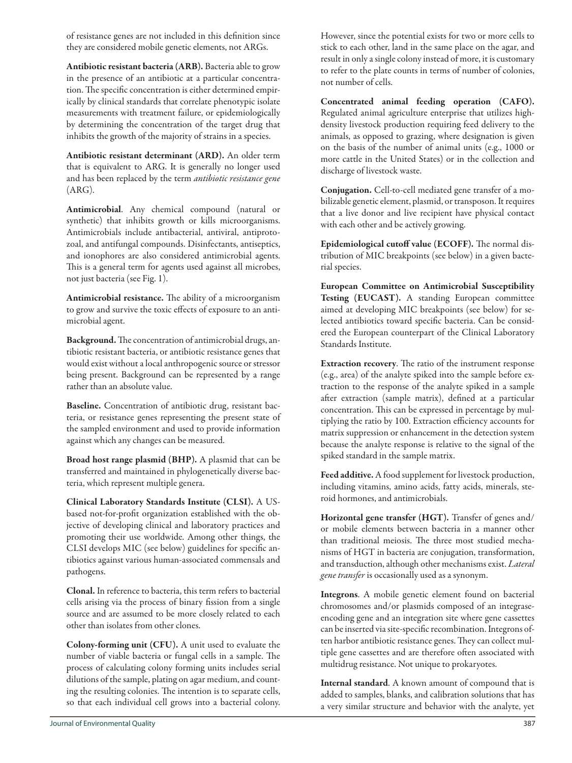of resistance genes are not included in this definition since they are considered mobile genetic elements, not ARGs.

**Antibiotic resistant bacteria (ARB).** Bacteria able to grow in the presence of an antibiotic at a particular concentration. The specific concentration is either determined empirically by clinical standards that correlate phenotypic isolate measurements with treatment failure, or epidemiologically by determining the concentration of the target drug that inhibits the growth of the majority of strains in a species.

**Antibiotic resistant determinant (ARD).** An older term that is equivalent to ARG. It is generally no longer used and has been replaced by the term *antibiotic resistance gene* (ARG).

**Antimicrobial**. Any chemical compound (natural or synthetic) that inhibits growth or kills microorganisms. Antimicrobials include antibacterial, antiviral, antiprotozoal, and antifungal compounds. Disinfectants, antiseptics, and ionophores are also considered antimicrobial agents. This is a general term for agents used against all microbes, not just bacteria (see Fig. 1).

**Antimicrobial resistance.** The ability of a microorganism to grow and survive the toxic effects of exposure to an antimicrobial agent.

**Background.** The concentration of antimicrobial drugs, antibiotic resistant bacteria, or antibiotic resistance genes that would exist without a local anthropogenic source or stressor being present. Background can be represented by a range rather than an absolute value.

**Baseline.** Concentration of antibiotic drug, resistant bacteria, or resistance genes representing the present state of the sampled environment and used to provide information against which any changes can be measured.

**Broad host range plasmid (BHP).** A plasmid that can be transferred and maintained in phylogenetically diverse bacteria, which represent multiple genera.

**Clinical Laboratory Standards Institute (CLSI).** A US-based not-for-profit organization established with the objective of developing clinical and laboratory practices and promoting their use worldwide. Among other things, the CLSI develops MIC (see below) guidelines for specific antibiotics against various human-associated commensals and pathogens.

**Clonal.** In reference to bacteria, this term refers to bacterial cells arising via the process of binary fission from a single source and are assumed to be more closely related to each other than isolates from other clones.

**Colony-forming unit (CFU).** A unit used to evaluate the number of viable bacteria or fungal cells in a sample. The process of calculating colony forming units includes serial dilutions of the sample, plating on agar medium, and counting the resulting colonies. The intention is to separate cells, so that each individual cell grows into a bacterial colony. However, since the potential exists for two or more cells to stick to each other, land in the same place on the agar, and result in only a single colony instead of more, it is customary to refer to the plate counts in terms of number of colonies, not number of cells.

**Concentrated animal feeding operation (CAFO).** Regulated animal agriculture enterprise that utilizes high-density livestock production requiring feed delivery to the animals, as opposed to grazing, where designation is given on the basis of the number of animal units (e.g., 1000 or more cattle in the United States) or in the collection and discharge of livestock waste.

**Conjugation.** Cell-to-cell mediated gene transfer of a mobilizable genetic element, plasmid, or transposon. It requires that a live donor and live recipient have physical contact with each other and be actively growing.

**Epidemiological cutoff value (ECOFF).** The normal distribution of MIC breakpoints (see below) in a given bacterial species.

**European Committee on Antimicrobial Susceptibility Testing (EUCAST).** A standing European committee aimed at developing MIC breakpoints (see below) for selected antibiotics toward specific bacteria. Can be considered the European counterpart of the Clinical Laboratory Standards Institute.

**Extraction recovery**. The ratio of the instrument response (e.g., area) of the analyte spiked into the sample before extraction to the response of the analyte spiked in a sample after extraction (sample matrix), defined at a particular concentration. This can be expressed in percentage by multiplying the ratio by 100. Extraction efficiency accounts for matrix suppression or enhancement in the detection system because the analyte response is relative to the signal of the spiked standard in the sample matrix.

**Feed additive.** A food supplement for livestock production, including vitamins, amino acids, fatty acids, minerals, steroid hormones, and antimicrobials.

**Horizontal gene transfer (HGT).** Transfer of genes and/or mobile elements between bacteria in a manner other than traditional meiosis. The three most studied mechanisms of HGT in bacteria are conjugation, transformation, and transduction, although other mechanisms exist. *Lateral gene transfer* is occasionally used as a synonym.

**Integrons**. A mobile genetic element found on bacterial chromosomes and/or plasmids composed of an integrase-encoding gene and an integration site where gene cassettes can be inserted via site-specific recombination. Integrons often harbor antibiotic resistance genes. They can collect multiple gene cassettes and are therefore often associated with multidrug resistance. Not unique to prokaryotes.

**Internal standard**. A known amount of compound that is added to samples, blanks, and calibration solutions that has a very similar structure and behavior with the analyte, yet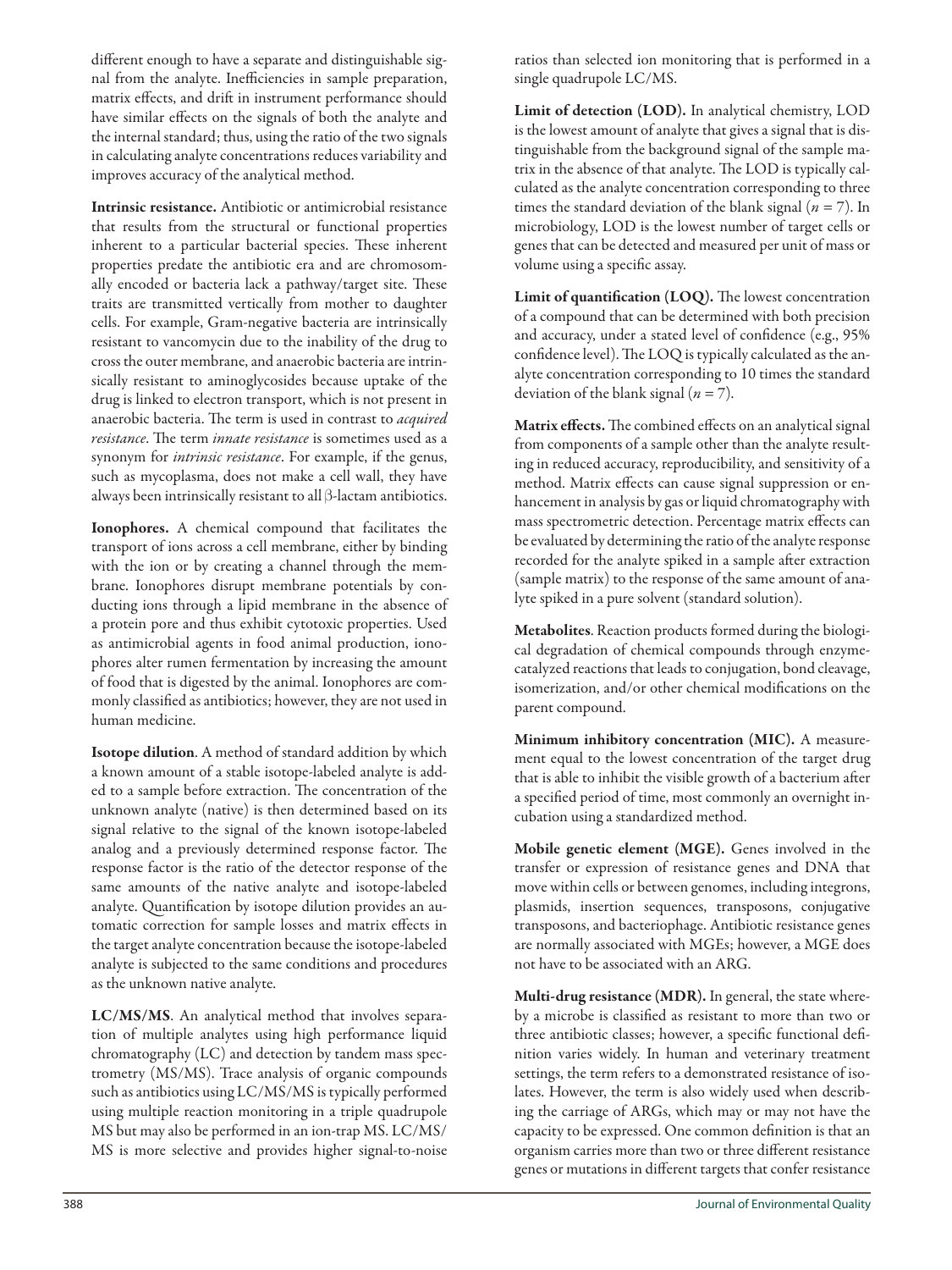different enough to have a separate and distinguishable signal from the analyte. Inefficiencies in sample preparation, matrix effects, and drift in instrument performance should have similar effects on the signals of both the analyte and the internal standard; thus, using the ratio of the two signals in calculating analyte concentrations reduces variability and improves accuracy of the analytical method.

**Intrinsic resistance.** Antibiotic or antimicrobial resistance that results from the structural or functional properties inherent to a particular bacterial species. These inherent properties predate the antibiotic era and are chromosomally encoded or bacteria lack a pathway/target site. These traits are transmitted vertically from mother to daughter cells. For example, Gram-negative bacteria are intrinsically resistant to vancomycin due to the inability of the drug to cross the outer membrane, and anaerobic bacteria are intrinsically resistant to aminoglycosides because uptake of the drug is linked to electron transport, which is not present in anaerobic bacteria. The term is used in contrast to *acquired resistance*. The term *innate resistance* is sometimes used as a synonym for *intrinsic resistance*. For example, if the genus, such as mycoplasma, does not make a cell wall, they have always been intrinsically resistant to all β-lactam antibiotics.

**Ionophores.** A chemical compound that facilitates the transport of ions across a cell membrane, either by binding with the ion or by creating a channel through the membrane. Ionophores disrupt membrane potentials by conducting ions through a lipid membrane in the absence of a protein pore and thus exhibit cytotoxic properties. Used as antimicrobial agents in food animal production, ionophores alter rumen fermentation by increasing the amount of food that is digested by the animal. Ionophores are commonly classified as antibiotics; however, they are not used in human medicine.

**Isotope dilution**. A method of standard addition by which a known amount of a stable isotope-labeled analyte is added to a sample before extraction. The concentration of the unknown analyte (native) is then determined based on its signal relative to the signal of the known isotope-labeled analog and a previously determined response factor. The response factor is the ratio of the detector response of the same amounts of the native analyte and isotope-labeled analyte. Quantification by isotope dilution provides an automatic correction for sample losses and matrix effects in the target analyte concentration because the isotope-labeled analyte is subjected to the same conditions and procedures as the unknown native analyte.

**LC/MS/MS**. An analytical method that involves separation of multiple analytes using high performance liquid chromatography (LC) and detection by tandem mass spectrometry (MS/MS). Trace analysis of organic compounds such as antibiotics using LC/MS/MS is typically performed using multiple reaction monitoring in a triple quadrupole MS but may also be performed in an ion-trap MS. LC/MS/MS is more selective and provides higher signal-to-noise ratios than selected ion monitoring that is performed in a single quadrupole LC/MS.

**Limit of detection (LOD).** In analytical chemistry, LOD is the lowest amount of analyte that gives a signal that is distinguishable from the background signal of the sample matrix in the absence of that analyte. The LOD is typically calculated as the analyte concentration corresponding to three times the standard deviation of the blank signal ($n = 7$). In microbiology, LOD is the lowest number of target cells or genes that can be detected and measured per unit of mass or volume using a specific assay.

**Limit of quantification (LOQ).** The lowest concentration of a compound that can be determined with both precision and accuracy, under a stated level of confidence (e.g., 95% confidence level). The LOQ is typically calculated as the analyte concentration corresponding to 10 times the standard deviation of the blank signal ($n = 7$).

**Matrix effects.** The combined effects on an analytical signal from components of a sample other than the analyte resulting in reduced accuracy, reproducibility, and sensitivity of a method. Matrix effects can cause signal suppression or enhancement in analysis by gas or liquid chromatography with mass spectrometric detection. Percentage matrix effects can be evaluated by determining the ratio of the analyte response recorded for the analyte spiked in a sample after extraction (sample matrix) to the response of the same amount of analyte spiked in a pure solvent (standard solution).

**Metabolites**. Reaction products formed during the biological degradation of chemical compounds through enzyme-catalyzed reactions that leads to conjugation, bond cleavage, isomerization, and/or other chemical modifications on the parent compound.

**Minimum inhibitory concentration (MIC).** A measurement equal to the lowest concentration of the target drug that is able to inhibit the visible growth of a bacterium after a specified period of time, most commonly an overnight incubation using a standardized method.

**Mobile genetic element (MGE).** Genes involved in the transfer or expression of resistance genes and DNA that move within cells or between genomes, including integrons, plasmids, insertion sequences, transposons, conjugative transposons, and bacteriophage. Antibiotic resistance genes are normally associated with MGEs; however, a MGE does not have to be associated with an ARG.

**Multi-drug resistance (MDR).** In general, the state whereby a microbe is classified as resistant to more than two or three antibiotic classes; however, a specific functional definition varies widely. In human and veterinary treatment settings, the term refers to a demonstrated resistance of isolates. However, the term is also widely used when describing the carriage of ARGs, which may or may not have the capacity to be expressed. One common definition is that an organism carries more than two or three different resistance genes or mutations in different targets that confer resistance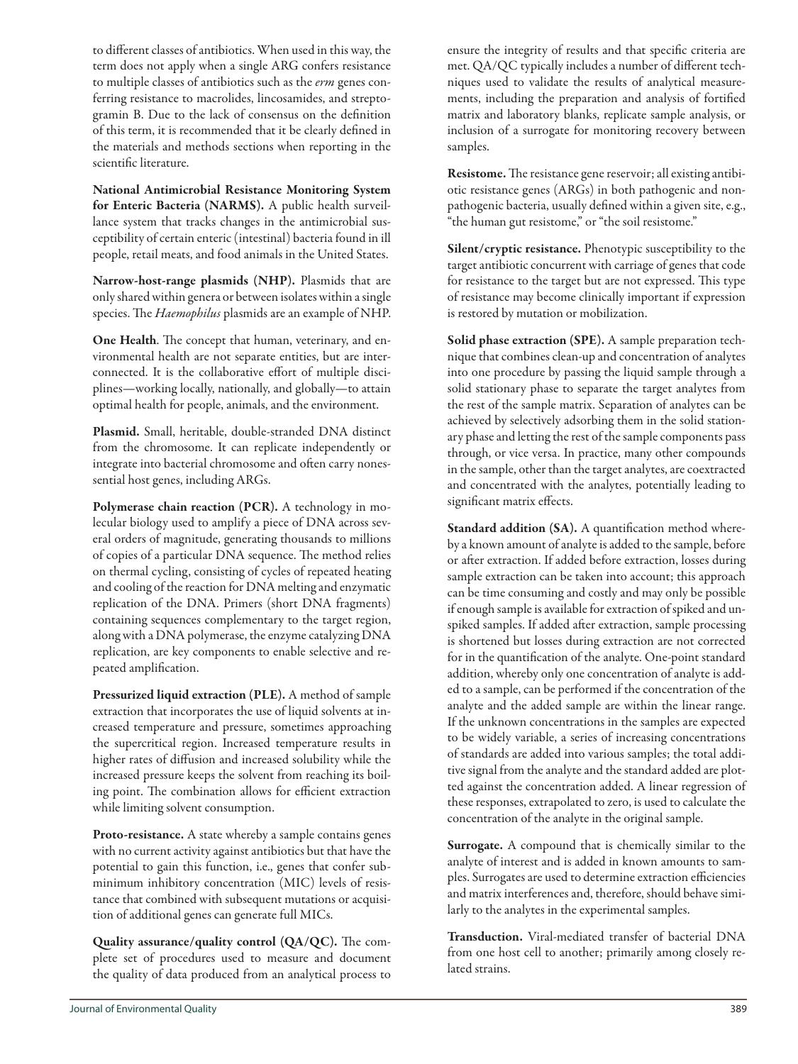to different classes of antibiotics. When used in this way, the term does not apply when a single ARG confers resistance to multiple classes of antibiotics such as the *erm* genes conferring resistance to macrolides, lincosamides, and streptogramin B. Due to the lack of consensus on the definition of this term, it is recommended that it be clearly defined in the materials and methods sections when reporting in the scientific literature.

**National Antimicrobial Resistance Monitoring System for Enteric Bacteria (NARMS).** A public health surveillance system that tracks changes in the antimicrobial susceptibility of certain enteric (intestinal) bacteria found in ill people, retail meats, and food animals in the United States.

**Narrow-host-range plasmids (NHP).** Plasmids that are only shared within genera or between isolates within a single species. The *Haemophilus* plasmids are an example of NHP.

**One Health**. The concept that human, veterinary, and environmental health are not separate entities, but are interconnected. It is the collaborative effort of multiple disciplines—working locally, nationally, and globally—to attain optimal health for people, animals, and the environment.

**Plasmid.** Small, heritable, double-stranded DNA distinct from the chromosome. It can replicate independently or integrate into bacterial chromosome and often carry nonessential host genes, including ARGs.

**Polymerase chain reaction (PCR).** A technology in molecular biology used to amplify a piece of DNA across several orders of magnitude, generating thousands to millions of copies of a particular DNA sequence. The method relies on thermal cycling, consisting of cycles of repeated heating and cooling of the reaction for DNA melting and enzymatic replication of the DNA. Primers (short DNA fragments) containing sequences complementary to the target region, along with a DNA polymerase, the enzyme catalyzing DNA replication, are key components to enable selective and repeated amplification.

**Pressurized liquid extraction (PLE).** A method of sample extraction that incorporates the use of liquid solvents at increased temperature and pressure, sometimes approaching the supercritical region. Increased temperature results in higher rates of diffusion and increased solubility while the increased pressure keeps the solvent from reaching its boiling point. The combination allows for efficient extraction while limiting solvent consumption.

**Proto-resistance.** A state whereby a sample contains genes with no current activity against antibiotics but that have the potential to gain this function, i.e., genes that confer sub-minimum inhibitory concentration (MIC) levels of resistance that combined with subsequent mutations or acquisition of additional genes can generate full MICs.

**Quality assurance/quality control (QA/QC).** The complete set of procedures used to measure and document the quality of data produced from an analytical process to ensure the integrity of results and that specific criteria are met. QA/QC typically includes a number of different techniques used to validate the results of analytical measurements, including the preparation and analysis of fortified matrix and laboratory blanks, replicate sample analysis, or inclusion of a surrogate for monitoring recovery between samples.

**Resistome.** The resistance gene reservoir; all existing antibiotic resistance genes (ARGs) in both pathogenic and nonpathogenic bacteria, usually defined within a given site, e.g., "the human gut resistome," or "the soil resistome."

**Silent/cryptic resistance.** Phenotypic susceptibility to the target antibiotic concurrent with carriage of genes that code for resistance to the target but are not expressed. This type of resistance may become clinically important if expression is restored by mutation or mobilization.

**Solid phase extraction (SPE).** A sample preparation technique that combines clean-up and concentration of analytes into one procedure by passing the liquid sample through a solid stationary phase to separate the target analytes from the rest of the sample matrix. Separation of analytes can be achieved by selectively adsorbing them in the solid stationary phase and letting the rest of the sample components pass through, or vice versa. In practice, many other compounds in the sample, other than the target analytes, are coextracted and concentrated with the analytes, potentially leading to significant matrix effects.

**Standard addition (SA).** A quantification method whereby a known amount of analyte is added to the sample, before or after extraction. If added before extraction, losses during sample extraction can be taken into account; this approach can be time consuming and costly and may only be possible if enough sample is available for extraction of spiked and unspiked samples. If added after extraction, sample processing is shortened but losses during extraction are not corrected for in the quantification of the analyte. One-point standard addition, whereby only one concentration of analyte is added to a sample, can be performed if the concentration of the analyte and the added sample are within the linear range. If the unknown concentrations in the samples are expected to be widely variable, a series of increasing concentrations of standards are added into various samples; the total additive signal from the analyte and the standard added are plotted against the concentration added. A linear regression of these responses, extrapolated to zero, is used to calculate the concentration of the analyte in the original sample.

**Surrogate.** A compound that is chemically similar to the analyte of interest and is added in known amounts to samples. Surrogates are used to determine extraction efficiencies and matrix interferences and, therefore, should behave similarly to the analytes in the experimental samples.

**Transduction.** Viral-mediated transfer of bacterial DNA from one host cell to another; primarily among closely related strains.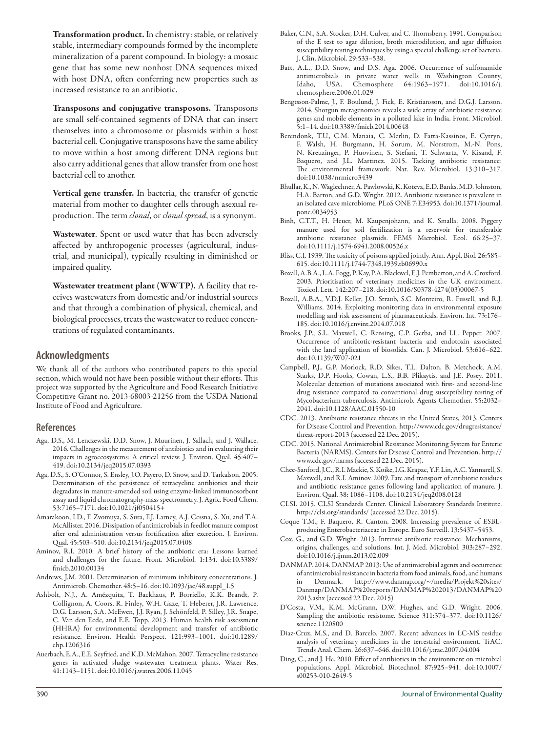**Transformation product.** In chemistry: stable, or relatively stable, intermediary compounds formed by the incomplete mineralization of a parent compound. In biology: a mosaic gene that has some new nonhost DNA sequences mixed with host DNA, often conferring new properties such as increased resistance to an antibiotic.

**Transposons and conjugative transposons.** Transposons are small self-contained segments of DNA that can insert themselves into a chromosome or plasmids within a host bacterial cell. Conjugative transposons have the same ability to move within a host among different DNA regions but also carry additional genes that allow transfer from one host bacterial cell to another.

**Vertical gene transfer.** In bacteria, the transfer of genetic material from mother to daughter cells through asexual reproduction. The term *clonal*, or *clonal spread*, is a synonym.

**Wastewater**. Spent or used water that has been adversely affected by anthropogenic processes (agricultural, industrial, and municipal), typically resulting in diminished or impaired quality.

**Wastewater treatment plant (WWTP).** A facility that receives wastewaters from domestic and/or industrial sources and that through a combination of physical, chemical, and biological processes, treats the wastewater to reduce concentrations of regulated contaminants.

## Acknowledgments

We thank all of the authors who contributed papers to this special section, which would not have been possible without their efforts. This project was supported by the Agriculture and Food Research Initiative Competitive Grant no. 2013-68003-21256 from the USDA National Institute of Food and Agriculture.

## References

Aga, D.S., M. Lenczewski, D.D. Snow, J. Muurinen, J. Sallach, and J. Wallace. 2016. Challenges in the measurement of antibiotics and in evaluating their impacts in agroecosystems: A critical review. J. Environ. Qual. 45:407–419. doi:10.2134/jeq2015.07.0393

Aga, D.S., S. O'Connor, S. Ensley, J.O. Payero, D. Snow, and D. Tarkalson. 2005. Determination of the persistence of tetracycline antibiotics and their degradates in manure-amended soil using enzyme-linked immunosorbent assay and liquid chromatography-mass spectrometry. J. Agric. Food Chem. 53:7165–7171. doi:10.1021/jf050415+

Amarakoon, I.D., F. Zvomuya, S. Sura, F.J. Larney, A.J. Cessna, S. Xu, and T.A. McAllister. 2016. Dissipation of antimicrobials in feedlot manure compost after oral administration versus fortification after excretion. J. Environ. Qual. 45:503–510. doi:10.2134/jeq2015.07.0408

Aminov, R.I. 2010. A brief history of the antibiotic era: Lessons learned and challenges for the future. Front. Microbiol. 1:134. doi:10.3389/fmicb.2010.00134

Andrews, J.M. 2001. Determination of minimum inhibitory concentrations. J. Antimicrob. Chemother. 48:5–16. doi:10.1093/jac/48.suppl_1.5

Ashbolt, N.J., A. Amézquita, T. Backhaus, P. Borriello, K.K. Brandt, P. Collignon, A. Coors, R. Finley, W.H. Gaze, T. Heberer, J.R. Lawrence, D.G. Larsson, S.A. McEwen, J.J. Ryan, J. Schönfeld, P. Silley, J.R. Snape, C. Van den Eede, and E.E. Topp. 2013. Human health risk assessment (HHRA) for environmental development and transfer of antibiotic resistance. Environ. Health Perspect. 121:993–1001. doi:10.1289/ehp.1206316

Auerbach, E.A., E.E. Seyfried, and K.D. McMahon. 2007. Tetracycline resistance genes in activated sludge wastewater treatment plants. Water Res. 41:1143–1151. doi:10.1016/j.watres.2006.11.045

Baker, C.N., S.A. Stocker, D.H. Culver, and C. Thornsberry. 1991. Comparison of the E test to agar dilution, broth microdilution, and agar diffusion susceptibility testing techniques by using a special challenge set of bacteria. J. Clin. Microbiol. 29:533–538.

Batt, A.L., D.D. Snow, and D.S. Aga. 2006. Occurrence of sulfonamide antimicrobials in private water wells in Washington County, Idaho, USA. Chemosphere 64:1963–1971. doi:10.1016/j.chemosphere.2006.01.029

Bengtsson-Palme, J., F. Boulund, J. Fick, E. Kristiansson, and D.G.J. Larsson. 2014. Shotgun metagenomics reveals a wide array of antibiotic resistance genes and mobile elements in a polluted lake in India. Front. Microbiol. 5:1–14. doi:10.3389/fmicb.2014.00648

Berendonk, T.U., C.M. Manaia, C. Merlin, D. Fatta-Kassinos, E. Cytryn, F. Walsh, H. Burgmann, H. Sorum, M. Norstrom, M.-N. Pons, N. Kreuzinger, P. Huovinen, S. Stefani, T. Schwartz, V. Kisand, F. Baquero, and J.L. Martinez. 2015. Tacking antibiotic resistance: The environmental framework. Nat. Rev. Microbiol. 13:310–317. doi:10.1038/nrmicro3439

Bhullar, K., N. Waglechner, A. Pawlowski, K. Koteva, E.D. Banks, M.D. Johnston, H.A. Barton, and G.D. Wright. 2012. Antibiotic resistance is prevalent in an isolated cave microbiome. PLoS ONE 7:E34953. doi:10.1371/journal.pone.0034953

Binh, C.T.T., H. Heuer, M. Kaupenjohann, and K. Smalla. 2008. Piggery manure used for soil fertilization is a reservoir for transferable antibiotic resistance plasmids. FEMS Microbiol. Ecol. 66:25–37. doi:10.1111/j.1574-6941.2008.00526.x

Bliss, C.I. 1939. The toxicity of poisons applied jointly. Ann. Appl. Biol. 26:585–615. doi:10.1111/j.1744-7348.1939.tb06990.x

Boxall, A.B.A., L.A. Fogg, P. Kay, P.A. Blackwel, E.J. Pemberton, and A. Croxford. 2003. Prioritisation of veterinary medicines in the UK environment. Toxicol. Lett. 142:207–218. doi:10.1016/S0378-4274(03)00067-5

Boxall, A.B.A., V.D.J. Keller, J.O. Straub, S.C. Monteiro, R. Fussell, and R.J. Williams. 2014. Exploiting monitoring data in environmental exposure modelling and risk assessment of pharmaceuticals. Environ. Int. 73:176–185. doi:10.1016/j.envint.2014.07.018

Brooks, J.P., S.L. Maxwell, C. Rensing, C.P. Gerba, and I.L. Pepper. 2007. Occurrence of antibiotic-resistant bacteria and endotoxin associated with the land application of biosolids. Can. J. Microbiol. 53:616–622. doi:10.1139/W07-021

Campbell, P.J., G.P. Morlock, R.D. Sikes, T.L. Dalton, B. Metchock, A.M. Starks, D.P. Hooks, Cowan, L.S., B.B. Plikaytis, and J.E. Posey. 2011. Molecular detection of mutations associated with first- and second-line drug resistance compared to conventional drug susceptibility testing of Mycobacterium tuberculosis. Antimicrob. Agents Chemother. 55:2032–2041. doi:10.1128/AAC.01550-10

CDC. 2013. Antibiotic resistance threats in the United States, 2013. Centers for Disease Control and Prevention. http://www.cdc.gov/drugresistance/threat-report-2013 (accessed 22 Dec. 2015).

CDC. 2015. National Antimicrobial Resistance Monitoring System for Enteric Bacteria (NARMS). Centers for Disease Control and Prevention. http://www.cdc.gov/narms (accessed 22 Dec. 2015).

Chee-Sanford, J.C., R.I. Mackie, S. Koike, I.G. Krapac, Y.F. Lin, A.C. Yannarell, S. Maxwell, and R.I. Aminov. 2009. Fate and transport of antibiotic residues and antibiotic resistance genes following land application of manure. J. Environ. Qual. 38: 1086–1108. doi:10.2134/jeq2008.0128

CLSI. 2015. CLSI Standards Center. Clinical Laboratory Standards Institute. http://clsi.org/standards/ (accessed 22 Dec. 2015).

Coque T.M., F. Baquero, R. Canton. 2008. Increasing prevalence of ESBL-producing Enterobacteriaceae in Europe. Euro Surveill. 13:5437–5453.

Cox, G., and G.D. Wright. 2013. Intrinsic antibiotic resistance: Mechanisms, origins, challenges, and solutions. Int. J. Med. Microbiol. 303:287–292. doi:10.1016/j.ijmm.2013.02.009

DANMAP. 2014. DANMAP 2013: Use of antimicrobial agents and occurrence of antimicrobial resistance in bacteria from food animals, food, and humans in Denmark. http://www.danmap.org/~/media/Projekt%20sites/Danmap/DANMAP%20reports/DANMAP%202013/DANMAP%202013.ashx (accessed 22 Dec. 2015)

D'Costa, V.M., K.M. McGrann, D.W. Hughes, and G.D. Wright. 2006. Sampling the antibiotic resistome. Science 311:374–377. doi:10.1126/science.1120800

Diaz-Cruz, M.S., and D. Barcelo. 2007. Recent advances in LC-MS residue analysis of veterinary medicines in the terrestrial environment. TrAC, Trends Anal. Chem. 26:637–646. doi:10.1016/j.trac.2007.04.004

Ding, C., and J. He. 2010. Effect of antibiotics in the environment on microbial populations. Appl. Microbiol. Biotechnol. 87:925–941. doi:10.1007/s00253-010-2649-5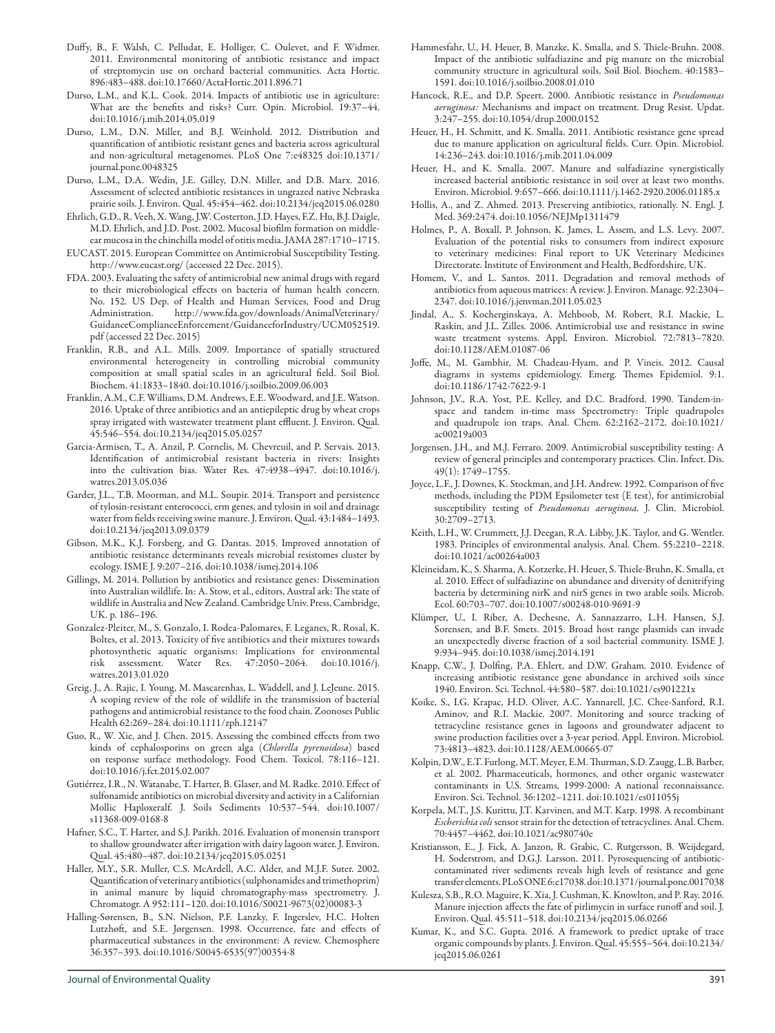Duffy, B., F. Walsh, C. Pelludat, E. Holliger, C. Oulevet, and F. Widmer. 2011. Environmental monitoring of antibiotic resistance and impact of streptomycin use on orchard bacterial communities. Acta Hortic. 896:483–488. doi:10.17660/ActaHortic.2011.896.71

Durso, L.M., and K.L. Cook. 2014. Impacts of antibiotic use in agriculture: What are the benefits and risks? Curr. Opin. Microbiol. 19:37–44. doi:10.1016/j.mib.2014.05.019

Durso, L.M., D.N. Miller, and B.J. Weinhold. 2012. Distribution and quantification of antibiotic resistant genes and bacteria across agricultural and non-agricultural metagenomes. PLoS One 7:e48325 doi:10.1371/journal.pone.0048325

Durso, L.M., D.A. Wedin, J.E. Gilley, D.N. Miller, and D.B. Marx. 2016. Assessment of selected antibiotic resistances in ungrazed native Nebraska prairie soils. J. Environ. Qual. 45:454–462. doi:10.2134/jeq2015.06.0280

Ehrlich, G.D., R. Veeh, X. Wang, J.W. Costerton, J.D. Hayes, F.Z. Hu, B.J. Daigle, M.D. Ehrlich, and J.D. Post. 2002. Mucosal biofilm formation on middle-ear mucosa in the chinchilla model of otitis media. JAMA 287:1710–1715.

EUCAST. 2015. European Committee on Antimicrobial Susceptibility Testing. http://www.eucast.org/ (accessed 22 Dec. 2015).

FDA. 2003. Evaluating the safety of antimicrobial new animal drugs with regard to their microbiological effects on bacteria of human health concern. No. 152. US Dep. of Health and Human Services, Food and Drug Administration. http://www.fda.gov/downloads/AnimalVeterinary/GuidanceComplianceEnforcement/GuidanceforIndustry/UCM052519.pdf (accessed 22 Dec. 2015)

Franklin, R.B., and A.L. Mills. 2009. Importance of spatially structured environmental heterogeneity in controlling microbial community composition at small spatial scales in an agricultural field. Soil Biol. Biochem. 41:1833–1840. doi:10.1016/j.soilbio.2009.06.003

Franklin, A.M., C.F. Williams, D.M. Andrews, E.E. Woodward, and J.E. Watson. 2016. Uptake of three antibiotics and an antiepileptic drug by wheat crops spray irrigated with wastewater treatment plant effluent. J. Environ. Qual. 45:546–554. doi:10.2134/jeq2015.05.0257

Garcia-Armisen, T., A. Anzil, P. Cornelis, M. Chevreuil, and P. Servais. 2013. Identification of antimicrobial resistant bacteria in rivers: Insights into the cultivation bias. Water Res. 47:4938–4947. doi:10.1016/j.watres.2013.05.036

Garder, J.L., T.B. Moorman, and M.L. Soupir. 2014. Transport and persistence of tylosin-resistant enterococci, erm genes, and tylosin in soil and drainage water from fields receiving swine manure. J. Environ. Qual. 43:1484–1493. doi:10.2134/jeq2013.09.0379

Gibson, M.K., K.J. Forsberg, and G. Dantas. 2015. Improved annotation of antibiotic resistance determinants reveals microbial resistomes cluster by ecology. ISME J. 9:207–216. doi:10.1038/ismej.2014.106

Gillings, M. 2014. Pollution by antibiotics and resistance genes: Dissemination into Australian wildlife. In: A. Stow, et al., editors, Austral ark: The state of wildlife in Australia and New Zealand. Cambridge Univ. Press, Cambridge, UK. p. 186–196.

Gonzalez-Pleiter, M., S. Gonzalo, I. Rodea-Palomares, F. Leganes, R. Rosal, K. Boltes, et al. 2013. Toxicity of five antibiotics and their mixtures towards photosynthetic aquatic organisms: Implications for environmental risk assessment. Water Res. 47:2050–2064. doi:10.1016/j.watres.2013.01.020

Greig, J., A. Rajic, I. Young, M. Mascarenhas, L. Waddell, and J. LeJeune. 2015. A scoping review of the role of wildlife in the transmission of bacterial pathogens and antimicrobial resistance to the food chain. Zoonoses Public Health 62:269–284. doi:10.1111/zph.12147

Guo, R., W. Xie, and J. Chen. 2015. Assessing the combined effects from two kinds of cephalosporins on green alga (*Chlorella pyrenoidosa*) based on response surface methodology. Food Chem. Toxicol. 78:116–121. doi:10.1016/j.fct.2015.02.007

Gutiérrez, I.R., N. Watanabe, T. Harter, B. Glaser, and M. Radke. 2010. Effect of sulfonamide antibiotics on microbial diversity and activity in a Californian Mollic Haploxeralf. J. Soils Sediments 10:537–544. doi:10.1007/s11368-009-0168-8

Hafner, S.C., T. Harter, and S.J. Parikh. 2016. Evaluation of monensin transport to shallow groundwater after irrigation with dairy lagoon water. J. Environ. Qual. 45:480–487. doi:10.2134/jeq2015.05.0251

Haller, M.Y., S.R. Muller, C.S. McArdell, A.C. Alder, and M.J.F. Suter. 2002. Quantification of veterinary antibiotics (sulphonamides and trimethoprim) in animal manure by liquid chromatography-mass spectrometry. J. Chromatogr. A 952:111–120. doi:10.1016/S0021-9673(02)00083-3

Halling-Sørensen, B., S.N. Nielson, P.F. Lanzky, F. Ingerslev, H.C. Holten Lutzhøft, and S.E. Jørgensen. 1998. Occurrence, fate and effects of pharmaceutical substances in the environment: A review. Chemosphere 36:357–393. doi:10.1016/S0045-6535(97)00354-8

Hammesfahr, U., H. Heuer, B. Manzke, K. Smalla, and S. Thiele-Bruhn. 2008. Impact of the antibiotic sulfadiazine and pig manure on the microbial community structure in agricultural soils. Soil Biol. Biochem. 40:1583–1591. doi:10.1016/j.soilbio.2008.01.010

Hancock, R.E., and D.P. Speert. 2000. Antibiotic resistance in *Pseudomonas aeruginosa:* Mechanisms and impact on treatment. Drug Resist. Updat. 3:247–255. doi:10.1054/drup.2000.0152

Heuer, H., H. Schmitt, and K. Smalla. 2011. Antibiotic resistance gene spread due to manure application on agricultural fields. Curr. Opin. Microbiol. 14:236–243. doi:10.1016/j.mib.2011.04.009

Heuer, H., and K. Smalla. 2007. Manure and sulfadiazine synergistically increased bacterial antibiotic resistance in soil over at least two months. Environ. Microbiol. 9:657–666. doi:10.1111/j.1462-2920.2006.01185.x

Hollis, A., and Z. Ahmed. 2013. Preserving antibiotics, rationally. N. Engl. J. Med. 369:2474. doi:10.1056/NEJMp1311479

Holmes, P., A. Boxall, P. Johnson, K. James, L. Assem, and L.S. Levy. 2007. Evaluation of the potential risks to consumers from indirect exposure to veterinary medicines: Final report to UK Veterinary Medicines Directorate. Institute of Environment and Health, Bedfordshire, UK.

Homem, V., and L. Santos. 2011. Degradation and removal methods of antibiotics from aqueous matrices: A review. J. Environ. Manage. 92:2304–2347. doi:10.1016/j.jenvman.2011.05.023

Jindal, A., S. Kocherginskaya, A. Mehboob, M. Robert, R.I. Mackie, L. Raskin, and J.L. Zilles. 2006. Antimicrobial use and resistance in swine waste treatment systems. Appl. Environ. Microbiol. 72:7813–7820. doi:10.1128/AEM.01087-06

Joffe, M., M. Gambhir, M. Chadeau-Hyam, and P. Vineis. 2012. Causal diagrams in systems epidemiology. Emerg. Themes Epidemiol. 9:1. doi:10.1186/1742-7622-9-1

Johnson, J.V., R.A. Yost, P.E. Kelley, and D.C. Bradford. 1990. Tandem-in-space and tandem in-time mass Spectrometry: Triple quadrupoles and quadrupole ion traps. Anal. Chem. 62:2162–2172. doi:10.1021/ac00219a003

Jorgensen, J.H., and M.J. Ferraro. 2009. Antimicrobial susceptibility testing: A review of general principles and contemporary practices. Clin. Infect. Dis. 49(1): 1749–1755.

Joyce, L.F., J. Downes, K. Stockman, and J.H. Andrew. 1992. Comparison of five methods, including the PDM Epsilometer test (E test), for antimicrobial susceptibility testing of *Pseudomonas aeruginosa*. J. Clin. Microbiol. 30:2709–2713.

Keith, L.H., W. Crummett, J.J. Deegan, R.A. Libby, J.K. Taylor, and G. Wentler. 1983. Principles of environmental analysis. Anal. Chem. 55:2210–2218. doi:10.1021/ac00264a003

Kleineidam, K., S. Sharma, A. Kotzerke, H. Heuer, S. Thiele-Bruhn, K. Smalla, et al. 2010. Effect of sulfadiazine on abundance and diversity of denitrifying bacteria by determining nirK and nirS genes in two arable soils. Microb. Ecol. 60:703–707. doi:10.1007/s00248-010-9691-9

Klümper, U., I. Riber, A. Dechesne, A. Sannazzarro, L.H. Hansen, S.J. Sorensen, and B.F. Smets. 2015. Broad host range plasmids can invade an unexpectedly diverse fraction of a soil bacterial community. ISME J. 9:934–945. doi:10.1038/ismej.2014.191

Knapp, C.W., J. Dolfing, P.A. Ehlert, and D.W. Graham. 2010. Evidence of increasing antibiotic resistance gene abundance in archived soils since 1940. Environ. Sci. Technol. 44:580–587. doi:10.1021/es901221x

Koike, S., I.G. Krapac, H.D. Oliver, A.C. Yannarell, J.C. Chee-Sanford, R.I. Aminov, and R.I. Mackie. 2007. Monitoring and source tracking of tetracycline resistance genes in lagoons and groundwater adjacent to swine production facilities over a 3-year period. Appl. Environ. Microbiol. 73:4813–4823. doi:10.1128/AEM.00665-07

Kolpin, D.W., E.T. Furlong, M.T. Meyer, E.M. Thurman, S.D. Zaugg, L.B. Barber, et al. 2002. Pharmaceuticals, hormones, and other organic wastewater contaminants in U.S. Streams, 1999-2000: A national reconnaissance. Environ. Sci. Technol. 36:1202–1211. doi:10.1021/es011055j

Korpela, M.T., J.S. Kurittu, J.T. Karvinen, and M.T. Karp. 1998. A recombinant *Escherichia coli* sensor strain for the detection of tetracyclines. Anal. Chem. 70:4457–4462. doi:10.1021/ac980740e

Kristiansson, E., J. Fick, A. Janzon, R. Grabic, C. Rutgersson, B. Weijdegard, H. Soderstrom, and D.G.J. Larsson. 2011. Pyrosequencing of antibiotic-contaminated river sediments reveals high levels of resistance and gene transfer elements. PLoS ONE 6:e17038. doi:10.1371/journal.pone.0017038

Kulesza, S.B., R.O. Maguire, K. Xia, J. Cushman, K. Knowlton, and P. Ray. 2016. Manure injection affects the fate of pirlimycin in surface runoff and soil. J. Environ. Qual. 45:511–518. doi:10.2134/jeq2015.06.0266

Kumar, K., and S.C. Gupta. 2016. A framework to predict uptake of trace organic compounds by plants. J. Environ. Qual. 45:555–564. doi:10.2134/jeq2015.06.0261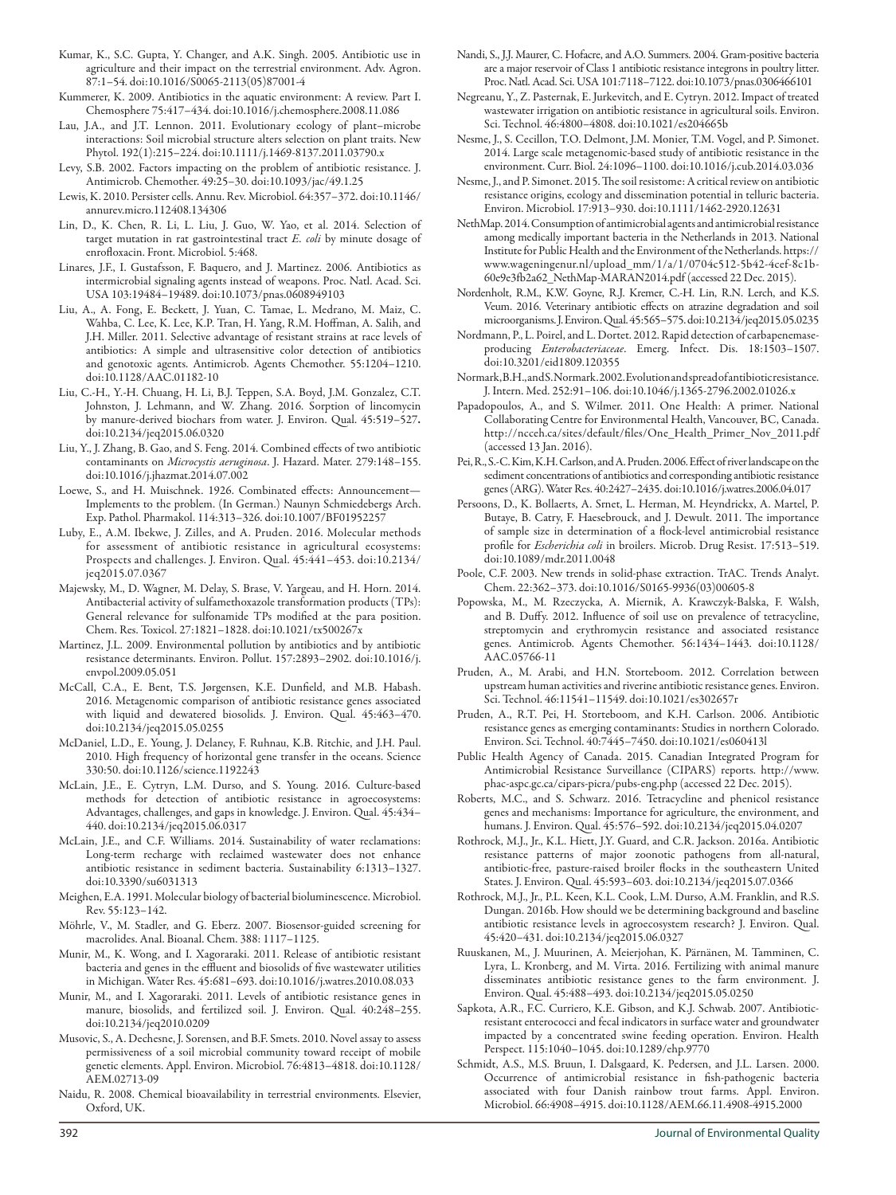Kumar, K., S.C. Gupta, Y. Changer, and A.K. Singh. 2005. Antibiotic use in agriculture and their impact on the terrestrial environment. Adv. Agron. 87:1–54. doi:10.1016/S0065-2113(05)87001-4

Kummerer, K. 2009. Antibiotics in the aquatic environment: A review. Part I. Chemosphere 75:417–434. doi:10.1016/j.chemosphere.2008.11.086

Lau, J.A., and J.T. Lennon. 2011. Evolutionary ecology of plant–microbe interactions: Soil microbial structure alters selection on plant traits. New Phytol. 192(1):215–224. doi:10.1111/j.1469-8137.2011.03790.x

Levy, S.B. 2002. Factors impacting on the problem of antibiotic resistance. J. Antimicrob. Chemother. 49:25–30. doi:10.1093/jac/49.1.25

Lewis, K. 2010. Persister cells. Annu. Rev. Microbiol. 64:357–372. doi:10.1146/annurev.micro.112408.134306

Lin, D., K. Chen, R. Li, L. Liu, J. Guo, W. Yao, et al. 2014. Selection of target mutation in rat gastrointestinal tract *E. coli* by minute dosage of enrofloxacin. Front. Microbiol. 5:468.

Linares, J.F., I. Gustafsson, F. Baquero, and J. Martinez. 2006. Antibiotics as intermicrobial signaling agents instead of weapons. Proc. Natl. Acad. Sci. USA 103:19484–19489. doi:10.1073/pnas.0608949103

Liu, A., A. Fong, E. Beckett, J. Yuan, C. Tamae, L. Medrano, M. Maiz, C. Wahba, C. Lee, K. Lee, K.P. Tran, H. Yang, R.M. Hoffman, A. Salih, and J.H. Miller. 2011. Selective advantage of resistant strains at race levels of antibiotics: A simple and ultrasensitive color detection of antibiotics and genotoxic agents. Antimicrob. Agents Chemother. 55:1204–1210. doi:10.1128/AAC.01182-10

Liu, C.-H., Y.-H. Chuang, H. Li, B.J. Teppen, S.A. Boyd, J.M. Gonzalez, C.T. Johnston, J. Lehmann, and W. Zhang. 2016. Sorption of lincomycin by manure-derived biochars from water. J. Environ. Qual. 45:519–527. doi:10.2134/jeq2015.06.0320

Liu, Y., J. Zhang, B. Gao, and S. Feng. 2014. Combined effects of two antibiotic contaminants on *Microcystis aeruginosa*. J. Hazard. Mater. 279:148–155. doi:10.1016/j.jhazmat.2014.07.002

Loewe, S., and H. Muischnek. 1926. Combinated effects: Announcement—Implements to the problem. (In German.) Naunyn Schmiedebergs Arch. Exp. Path. Pharmakol. 114:313–326. doi:10.1007/BF01952257

Luby, E., A.M. Ibekwe, J. Zilles, and A. Pruden. 2016. Molecular methods for assessment of antibiotic resistance in agricultural ecosystems: Prospects and challenges. J. Environ. Qual. 45:441–453. doi:10.2134/jeq2015.07.0367

Majewsky, M., D. Wagner, M. Delay, S. Brase, V. Yargeau, and H. Horn. 2014. Antibacterial activity of sulfamethoxazole transformation products (TPs): General relevance for sulfonamide TPs modified at the para position. Chem. Res. Toxicol. 27:1821–1828. doi:10.1021/tx500267x

Martinez, J.L. 2009. Environmental pollution by antibiotics and by antibiotic resistance determinants. Environ. Pollut. 157:2893–2902. doi:10.1016/j.envpol.2009.05.051

McCall, C.A., E. Bent, T.S. Jørgensen, K.E. Dunfield, and M.B. Habash. 2016. Metagenomic comparison of antibiotic resistance genes associated with liquid and dewatered biosolids. J. Environ. Qual. 45:463–470. doi:10.2134/jeq2015.05.0255

McDaniel, L.D., E. Young, J. Delaney, F. Ruhnau, K.B. Ritchie, and J.H. Paul. 2010. High frequency of horizontal gene transfer in the oceans. Science 330:50. doi:10.1126/science.1192243

McLain, J.E., E. Cytryn, L.M. Durso, and S. Young. 2016. Culture-based methods for detection of antibiotic resistance in agroecosystems: Advantages, challenges, and gaps in knowledge. J. Environ. Qual. 45:434–440. doi:10.2134/jeq2015.06.0317

McLain, J.E., and C.F. Williams. 2014. Sustainability of water reclamations: Long-term recharge with reclaimed wastewater does not enhance antibiotic resistance in sediment bacteria. Sustainability 6:1313–1327. doi:10.3390/su6031313

Meighen, E.A. 1991. Molecular biology of bacterial bioluminescence. Microbiol. Rev. 55:123–142.

Möhrle, V., M. Stadler, and G. Eberz. 2007. Biosensor-guided screening for macrolides. Anal. Bioanal. Chem. 388: 1117–1125.

Munir, M., K. Wong, and I. Xagoraraki. 2011. Release of antibiotic resistant bacteria and genes in the effluent and biosolids of five wastewater utilities in Michigan. Water Res. 45:681–693. doi:10.1016/j.watres.2010.08.033

Munir, M., and I. Xagoraraki. 2011. Levels of antibiotic resistance genes in manure, biosolids, and fertilized soil. J. Environ. Qual. 40:248–255. doi:10.2134/jeq2010.0209

Musovic, S., A. Dechesne, J. Sorensen, and B.F. Smets. 2010. Novel assay to assess permissiveness of a soil microbial community toward receipt of mobile genetic elements. Appl. Environ. Microbiol. 76:4813–4818. doi:10.1128/AEM.02713-09

Naidu, R. 2008. Chemical bioavailability in terrestrial environments. Elsevier, Oxford, UK.

Nandi, S., J.J. Maurer, C. Hofacre, and A.O. Summers. 2004. Gram-positive bacteria are a major reservoir of Class 1 antibiotic resistance integrons in poultry litter. Proc. Natl. Acad. Sci. USA 101:7118–7122. doi:10.1073/pnas.0306466101

Negreanu, Y., Z. Pasternak, E. Jurkevitch, and E. Cytryn. 2012. Impact of treated wastewater irrigation on antibiotic resistance in agricultural soils. Environ. Sci. Technol. 46:4800–4808. doi:10.1021/es204665b

Nesme, J., S. Cecillon, T.O. Delmont, J.M. Monier, T.M. Vogel, and P. Simonet. 2014. Large scale metagenomic-based study of antibiotic resistance in the environment. Curr. Biol. 24:1096–1100. doi:10.1016/j.cub.2014.03.036

Nesme, J., and P. Simonet. 2015. The soil resistome: A critical review on antibiotic resistance origins, ecology and dissemination potential in telluric bacteria. Environ. Microbiol. 17:913–930. doi:10.1111/1462-2920.12631

NethMap. 2014. Consumption of antimicrobial agents and antimicrobial resistance among medically important bacteria in the Netherlands in 2013. National Institute for Public Health and the Environment of the Netherlands. https://www.wageningenur.nl/upload_mm/1/a/1/0704c512-5b42-4cef-8c1b-60e9e3fb2a62_NethMap-MARAN2014.pdf (accessed 22 Dec. 2015).

Nordenholt, R.M., K.W. Goyne, R.J. Kremer, C.-H. Lin, R.N. Lerch, and K.S. Veum. 2016. Veterinary antibiotic effects on atrazine degradation and soil microorganisms. J. Environ. Qual. 45:565–575. doi:10.2134/jeq2015.05.0235

Nordmann, P., L. Poirel, and L. Dortet. 2012. Rapid detection of carbapenemase-producing *Enterobacteriaceae*. Emerg. Infect. Dis. 18:1503–1507. doi:10.3201/eid1809.120355

Normark, B.H., and S. Normark. 2002. Evolution and spread of antibiotic resistance. J. Intern. Med. 252:91–106. doi:10.1046/j.1365-2796.2002.01026.x

Papadopoulos, A., and S. Wilmer. 2011. One Health: A primer. National Collaborating Centre for Environmental Health, Vancouver, BC, Canada. http://ncceh.ca/sites/default/files/One_Health_Primer_Nov_2011.pdf (accessed 13 Jan. 2016).

Pei, R., S.-C. Kim, K.H. Carlson, and A. Pruden. 2006. Effect of river landscape on the sediment concentrations of antibiotics and corresponding antibiotic resistance genes (ARG). Water Res. 40:2427–2435. doi:10.1016/j.watres.2006.04.017

Persoons, D., K. Bollaerts, A. Smet, L. Herman, M. Heyndrickx, A. Martel, P. Butaye, B. Catry, F. Haesebrouck, and J. Dewulf. 2011. The importance of sample size in determination of a flock-level antimicrobial resistance profile for *Escherichia coli* in broilers. Microb. Drug Resist. 17:513–519. doi:10.1089/mdr.2011.0048

Poole, C.F. 2003. New trends in solid-phase extraction. TrAC. Trends Analyt. Chem. 22:362–373. doi:10.1016/S0165-9936(03)00605-8

Popowska, M., M. Rzeczycka, A. Miernik, A. Krawczyk-Balska, F. Walsh, and B. Duffy. 2012. Influence of soil use on prevalence of tetracycline, streptomycin and erythromycin resistance and associated resistance genes. Antimicrob. Agents Chemother. 56:1434–1443. doi:10.1128/AAC.05766-11

Pruden, A., M. Arabi, and H.N. Storteboom. 2012. Correlation between upstream human activities and riverine antibiotic resistance genes. Environ. Sci. Technol. 46:11541–11549. doi:10.1021/es302657r

Pruden, A., R.T. Pei, H. Storteboom, and K.H. Carlson. 2006. Antibiotic resistance genes as emerging contaminants: Studies in northern Colorado. Environ. Sci. Technol. 40:7445–7450. doi:10.1021/es060413l

Public Health Agency of Canada. 2015. Canadian Integrated Program for Antimicrobial Resistance Surveillance (CIPARS) reports. http://www.phac-aspc.gc.ca/cipars-picra/pubs-eng.php (accessed 22 Dec. 2015).

Roberts, M.C., and S. Schwarz. 2016. Tetracycline and phenicol resistance genes and mechanisms: Importance for agriculture, the environment, and humans. J. Environ. Qual. 45:576–592. doi:10.2134/jeq2015.04.0207

Rothrock, M.J., Jr., K.L. Hiett, J.Y. Guard, and C.R. Jackson. 2016a. Antibiotic resistance patterns of major zoonotic pathogens from all-natural, antibiotic-free, pasture-raised broiler flocks in the southeastern United States. J. Environ. Qual. 45:593–603. doi:10.2134/jeq2015.07.0366

Rothrock, M.J., Jr., P.L. Keen, K.L. Cook, L.M. Durso, A.M. Franklin, and R.S. Dungan. 2016b. How should we be determining background and baseline antibiotic resistance levels in agroecosystem research? J. Environ. Qual. 45:420–431. doi:10.2134/jeq2015.06.0327

Ruuskanen, M., J. Muurinen, A. Meierjohan, K. Pärnänen, M. Tamminen, C. Lyra, L. Kronberg, and M. Virta. 2016. Fertilizing with animal manure disseminates antibiotic resistance genes to the farm environment. J. Environ. Qual. 45:488–493. doi:10.2134/jeq2015.05.0250

Sapkota, A.R., F.C. Curriero, K.E. Gibson, and K.J. Schwab. 2007. Antibiotic-resistant enterococci and fecal indicators in surface water and groundwater impacted by a concentrated swine feeding operation. Environ. Health Perspect. 115:1040–1045. doi:10.1289/ehp.9770

Schmidt, A.S., M.S. Bruun, I. Dalsgaard, K. Pedersen, and J.L. Larsen. 2000. Occurrence of antimicrobial resistance in fish-pathogenic bacteria associated with four Danish rainbow trout farms. Appl. Environ. Microbiol. 66:4908–4915. doi:10.1128/AEM.66.11.4908-4915.2000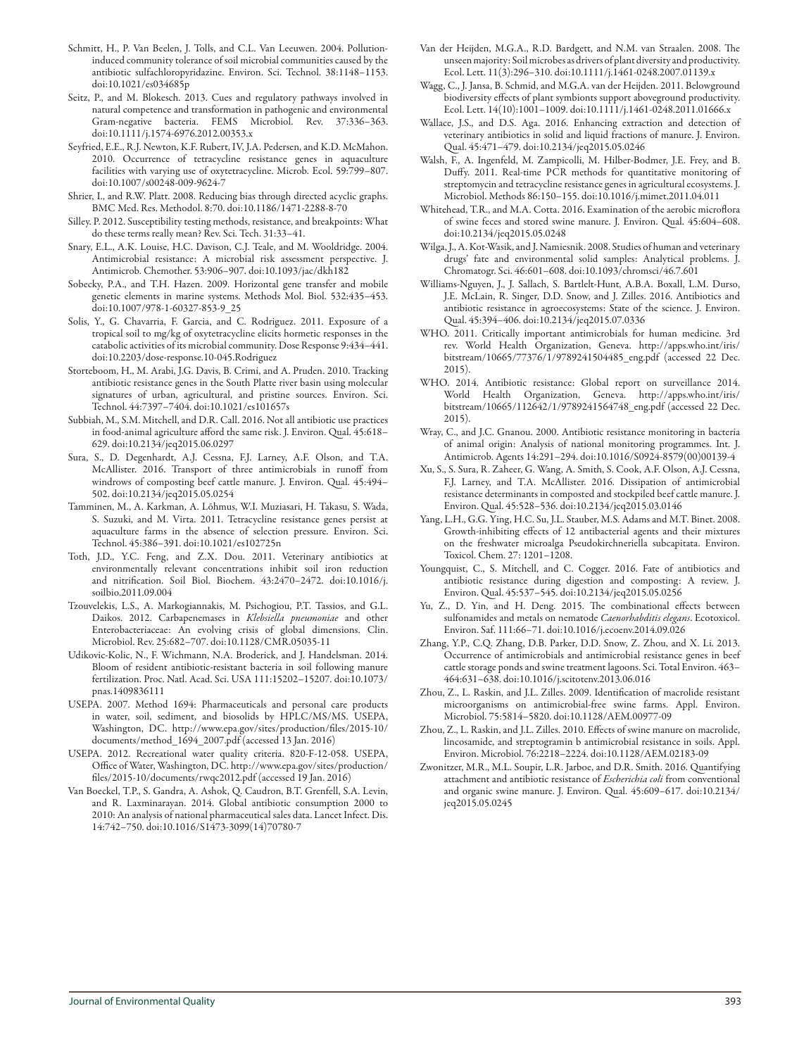Schmitt, H., P. Van Beelen, J. Tolls, and C.L. Van Leeuwen. 2004. Pollution-induced community tolerance of soil microbial communities caused by the antibiotic sulfachloropyridazine. Environ. Sci. Technol. 38:1148–1153. doi:10.1021/es034685p

Seitz, P., and M. Blokesch. 2013. Cues and regulatory pathways involved in natural competence and transformation in pathogenic and environmental Gram-negative bacteria. FEMS Microbiol. Rev. 37:336–363. doi:10.1111/j.1574-6976.2012.00353.x

Seyfried, E.E., R.J. Newton, K.F. Rubert, IV, J.A. Pedersen, and K.D. McMahon. 2010. Occurrence of tetracycline resistance genes in aquaculture facilities with varying use of oxytetracycline. Microb. Ecol. 59:799–807. doi:10.1007/s00248-009-9624-7

Shrier, I., and R.W. Platt. 2008. Reducing bias through directed acyclic graphs. BMC Med. Res. Methodol. 8:70. doi:10.1186/1471-2288-8-70

Silley. P. 2012. Susceptibility testing methods, resistance, and breakpoints: What do these terms really mean? Rev. Sci. Tech. 31:33–41.

Snary, E.L., A.K. Louise, H.C. Davison, C.J. Teale, and M. Wooldridge. 2004. Antimicrobial resistance: A microbial risk assessment perspective. J. Antimicrob. Chemother. 53:906–907. doi:10.1093/jac/dkh182

Sobecky, P.A., and T.H. Hazen. 2009. Horizontal gene transfer and mobile genetic elements in marine systems. Methods Mol. Biol. 532:435–453. doi:10.1007/978-1-60327-853-9_25

Solis, Y., G. Chavarria, F. Garcia, and C. Rodriguez. 2011. Exposure of a tropical soil to mg/kg of oxytetracycline elicits hormetic responses in the catabolic activities of its microbial community. Dose Response 9:434–441. doi:10.2203/dose-response.10-045.Rodriguez

Storteboom, H., M. Arabi, J.G. Davis, B. Crimi, and A. Pruden. 2010. Tracking antibiotic resistance genes in the South Platte river basin using molecular signatures of urban, agricultural, and pristine sources. Environ. Sci. Technol. 44:7397–7404. doi:10.1021/es101657s

Subbiah, M., S.M. Mitchell, and D.R. Call. 2016. Not all antibiotic use practices in food-animal agriculture afford the same risk. J. Environ. Qual. 45:618–629. doi:10.2134/jeq2015.06.0297

Sura, S., D. Degenhardt, A.J. Cessna, F.J. Larney, A.F. Olson, and T.A. McAllister. 2016. Transport of three antimicrobials in runoff from windrows of composting beef cattle manure. J. Environ. Qual. 45:494–502. doi:10.2134/jeq2015.05.0254

Tamminen, M., A. Karkman, A. Lõhmus, W.I. Muziasari, H. Takasu, S. Wada, S. Suzuki, and M. Virta. 2011. Tetracycline resistance genes persist at aquaculture farms in the absence of selection pressure. Environ. Sci. Technol. 45:386–391. doi:10.1021/es102725n

Toth, J.D., Y.C. Feng, and Z.X. Dou. 2011. Veterinary antibiotics at environmentally relevant concentrations inhibit soil iron reduction and nitrification. Soil Biol. Biochem. 43:2470–2472. doi:10.1016/j.soilbio.2011.09.004

Tzouvelekis, L.S., A. Markogiannakis, M. Psichogiou, P.T. Tassios, and G.L. Daikos. 2012. Carbapenemases in *Klebsiella pneumoniae* and other Enterobacteriaceae: An evolving crisis of global dimensions. Clin. Microbiol. Rev. 25:682–707. doi:10.1128/CMR.05035-11

Udikovic-Kolic, N., F. Wichmann, N.A. Broderick, and J. Handelsman. 2014. Bloom of resident antibiotic-resistant bacteria in soil following manure fertilization. Proc. Natl. Acad. Sci. USA 111:15202–15207. doi:10.1073/pnas.1409836111

USEPA. 2007. Method 1694: Pharmaceuticals and personal care products in water, soil, sediment, and biosolids by HPLC/MS/MS. USEPA, Washington, DC. http://www.epa.gov/sites/production/files/2015-10/documents/method_1694_2007.pdf (accessed 13 Jan. 2016)

USEPA. 2012. Recreational water quality criteria. 820-F-12-058. USEPA, Office of Water, Washington, DC. http://www.epa.gov/sites/production/files/2015-10/documents/rwqc2012.pdf (accessed 19 Jan. 2016)

Van Boeckel, T.P., S. Gandra, A. Ashok, Q. Caudron, B.T. Grenfell, S.A. Levin, and R. Laxminarayan. 2014. Global antibiotic consumption 2000 to 2010: An analysis of national pharmaceutical sales data. Lancet Infect. Dis. 14:742–750. doi:10.1016/S1473-3099(14)70780-7

Van der Heijden, M.G.A., R.D. Bardgett, and N.M. van Straalen. 2008. The unseen majority: Soil microbes as drivers of plant diversity and productivity. Ecol. Lett. 11(3):296–310. doi:10.1111/j.1461-0248.2007.01139.x

Wagg, C., J. Jansa, B. Schmid, and M.G.A. van der Heijden. 2011. Belowground biodiversity effects of plant symbionts support aboveground productivity. Ecol. Lett. 14(10):1001–1009. doi:10.1111/j.1461-0248.2011.01666.x

Wallace, J.S., and D.S. Aga. 2016. Enhancing extraction and detection of veterinary antibiotics in solid and liquid fractions of manure. J. Environ. Qual. 45:471–479. doi:10.2134/jeq2015.05.0246

Walsh, F., A. Ingenfeld, M. Zampicolli, M. Hilber-Bodmer, J.E. Frey, and B. Duffy. 2011. Real-time PCR methods for quantitative monitoring of streptomycin and tetracycline resistance genes in agricultural ecosystems. J. Microbiol. Methods 86:150–155. doi:10.1016/j.mimet.2011.04.011

Whitehead, T.R., and M.A. Cotta. 2016. Examination of the aerobic microflora of swine feces and stored swine manure. J. Environ. Qual. 45:604–608. doi:10.2134/jeq2015.05.0248

Wilga, J., A. Kot-Wasik, and J. Namiesnik. 2008. Studies of human and veterinary drugs' fate and environmental solid samples: Analytical problems. J. Chromatogr. Sci. 46:601–608. doi:10.1093/chromsci/46.7.601

Williams-Nguyen, J., J. Sallach, S. Bartlelt-Hunt, A.B.A. Boxall, L.M. Durso, J.E. McLain, R. Singer, D.D. Snow, and J. Zilles. 2016. Antibiotics and antibiotic resistance in agroecosystems: State of the science. J. Environ. Qual. 45:394–406. doi:10.2134/jeq2015.07.0336

WHO. 2011. Critically important antimicrobials for human medicine. 3rd rev. World Health Organization, Geneva. http://apps.who.int/iris/bitstream/10665/77376/1/9789241504485_eng.pdf (accessed 22 Dec. 2015).

WHO. 2014. Antibiotic resistance: Global report on surveillance 2014. World Health Organization, Geneva. http://apps.who.int/iris/bitstream/10665/112642/1/9789241564748_eng.pdf (accessed 22 Dec. 2015).

Wray, C., and J.C. Gnanou. 2000. Antibiotic resistance monitoring in bacteria of animal origin: Analysis of national monitoring programmes. Int. J. Antimicrob. Agents 14:291–294. doi:10.1016/S0924-8579(00)00139-4

Xu, S., S. Sura, R. Zaheer, G. Wang, A. Smith, S. Cook, A.F. Olson, A.J. Cessna, F.J. Larney, and T.A. McAllister. 2016. Dissipation of antimicrobial resistance determinants in composted and stockpiled beef cattle manure. J. Environ. Qual. 45:528–536. doi:10.2134/jeq2015.03.0146

Yang, L.H., G.G. Ying, H.C. Su, J.L. Stauber, M.S. Adams and M.T. Binet. 2008. Growth-inhibiting effects of 12 antibacterial agents and their mixtures on the freshwater microalga Pseudokirchneriella subcapitata. Environ. Toxicol. Chem. 27: 1201–1208.

Youngquist, C., S. Mitchell, and C. Cogger. 2016. Fate of antibiotics and antibiotic resistance during digestion and composting: A review. J. Environ. Qual. 45:537–545. doi:10.2134/jeq2015.05.0256

Yu, Z., D. Yin, and H. Deng. 2015. The combinational effects between sulfonamides and metals on nematode *Caenorhabditis elegans*. Ecotoxicol. Environ. Saf. 111:66–71. doi:10.1016/j.ecoenv.2014.09.026

Zhang, Y.P., C.Q. Zhang, D.B. Parker, D.D. Snow, Z. Zhou, and X. Li. 2013. Occurrence of antimicrobials and antimicrobial resistance genes in beef cattle storage ponds and swine treatment lagoons. Sci. Total Environ. 463–464:631–638. doi:10.1016/j.scitotenv.2013.06.016

Zhou, Z., L. Raskin, and J.L. Zilles. 2009. Identification of macrolide resistant microorganisms on antimicrobial-free swine farms. Appl. Environ. Microbiol. 75:5814–5820. doi:10.1128/AEM.00977-09

Zhou, Z., L. Raskin, and J.L. Zilles. 2010. Effects of swine manure on macrolide, lincosamide, and streptogramin b antimicrobial resistance in soils. Appl. Environ. Microbiol. 76:2218–2224. doi:10.1128/AEM.02183-09

Zwonitzer, M.R., M.L. Soupir, L.R. Jarboe, and D.R. Smith. 2016. Quantifying attachment and antibiotic resistance of *Escherichia coli* from conventional and organic swine manure. J. Environ. Qual. 45:609–617. doi:10.2134/jeq2015.05.0245